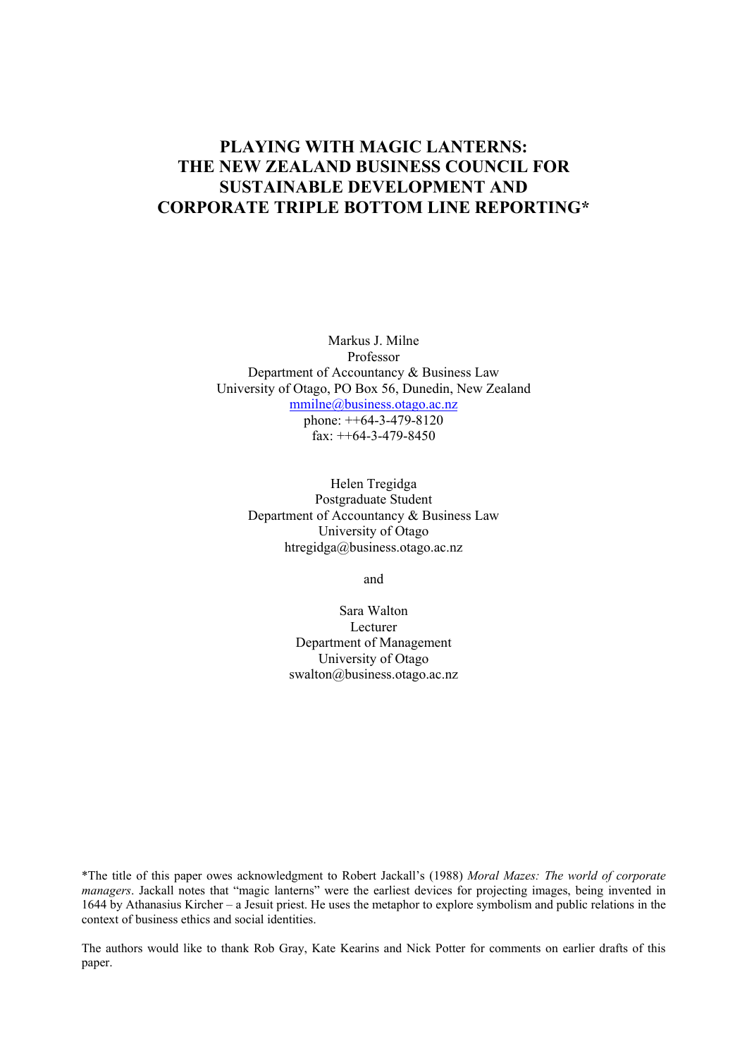# PLAYING WITH MAGIC LANTERNS: THE NEW ZEALAND BUSINESS COUNCIL FOR SUSTAINABLE DEVELOPMENT AND CORPORATE TRIPLE BOTTOM LINE REPORTING*

Markus J. Milne  
Professor  
Department of Accountancy & Business Law  
University of Otago, PO Box 56, Dunedin, New Zealand  
mmilne@business.otago.ac.nz  
phone: ++64-3-479-8120  
fax: ++64-3-479-8450

Helen Tregidga  
Postgraduate Student  
Department of Accountancy & Business Law  
University of Otago  
htregidga@business.otago.ac.nz

and

Sara Walton  
Lecturer  
Department of Management  
University of Otago  
swalton@business.otago.ac.nz

*The title of this paper owes acknowledgment to Robert Jackall's (1988) *Moral Mazes: The world of corporate managers*. Jackall notes that "magic lanterns" were the earliest devices for projecting images, being invented in 1644 by Athanasius Kircher – a Jesuit priest. He uses the metaphor to explore symbolism and public relations in the context of business ethics and social identities.

The authors would like to thank Rob Gray, Kate Kearins and Nick Potter for comments on earlier drafts of this paper.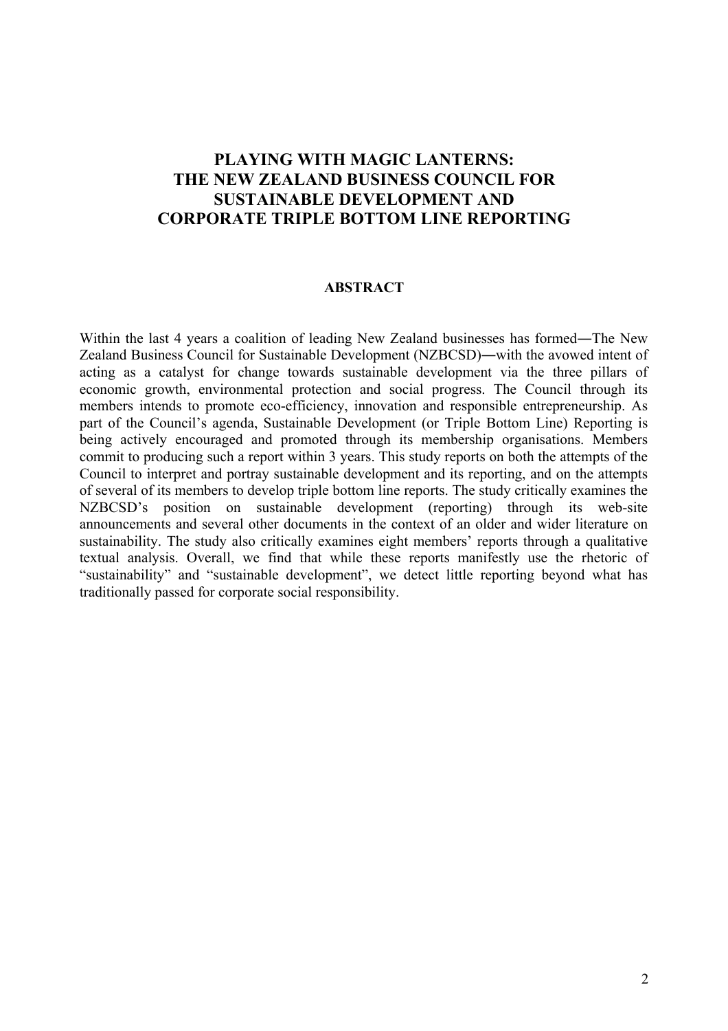# PLAYING WITH MAGIC LANTERNS: THE NEW ZEALAND BUSINESS COUNCIL FOR SUSTAINABLE DEVELOPMENT AND CORPORATE TRIPLE BOTTOM LINE REPORTING

## ABSTRACT

Within the last 4 years a coalition of leading New Zealand businesses has formed―The New Zealand Business Council for Sustainable Development (NZBCSD)―with the avowed intent of acting as a catalyst for change towards sustainable development via the three pillars of economic growth, environmental protection and social progress. The Council through its members intends to promote eco-efficiency, innovation and responsible entrepreneurship. As part of the Council's agenda, Sustainable Development (or Triple Bottom Line) Reporting is being actively encouraged and promoted through its membership organisations. Members commit to producing such a report within 3 years. This study reports on both the attempts of the Council to interpret and portray sustainable development and its reporting, and on the attempts of several of its members to develop triple bottom line reports. The study critically examines the NZBCSD's position on sustainable development (reporting) through its web-site announcements and several other documents in the context of an older and wider literature on sustainability. The study also critically examines eight members' reports through a qualitative textual analysis. Overall, we find that while these reports manifestly use the rhetoric of "sustainability" and "sustainable development", we detect little reporting beyond what has traditionally passed for corporate social responsibility.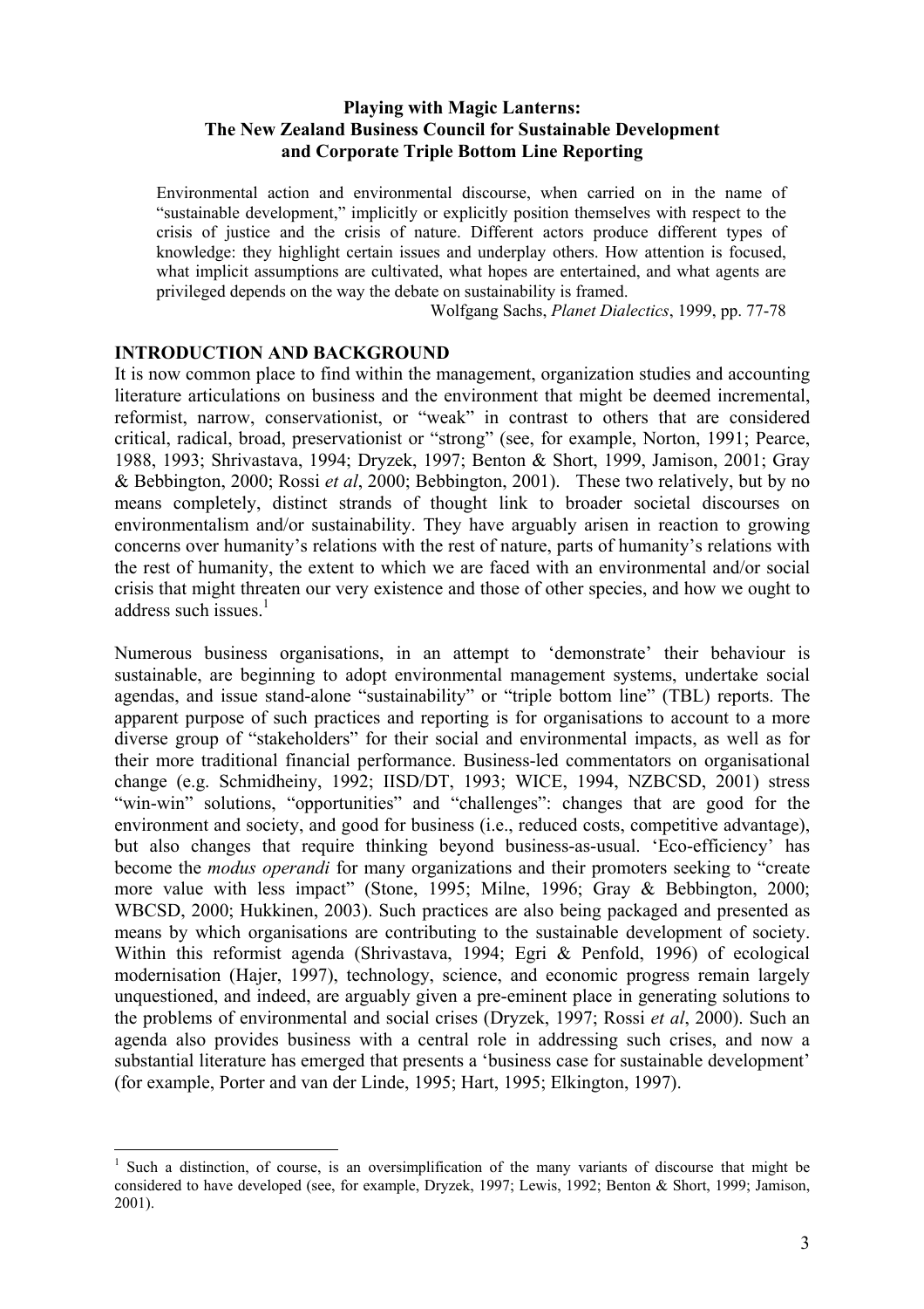**Playing with Magic Lanterns:**
**The New Zealand Business Council for Sustainable Development and Corporate Triple Bottom Line Reporting**

> Environmental action and environmental discourse, when carried on in the name of "sustainable development," implicitly or explicitly position themselves with respect to the crisis of justice and the crisis of nature. Different actors produce different types of knowledge: they highlight certain issues and underplay others. How attention is focused, what implicit assumptions are cultivated, what hopes are entertained, and what agents are privileged depends on the way the debate on sustainability is framed.
>
> Wolfgang Sachs, *Planet Dialectics*, 1999, pp. 77-78

## INTRODUCTION AND BACKGROUND

It is now common place to find within the management, organization studies and accounting literature articulations on business and the environment that might be deemed incremental, reformist, narrow, conservationist, or "weak" in contrast to others that are considered critical, radical, broad, preservationist or "strong" (see, for example, Norton, 1991; Pearce, 1988, 1993; Shrivastava, 1994; Dryzek, 1997; Benton & Short, 1999, Jamison, 2001; Gray & Bebbington, 2000; Rossi *et al*, 2000; Bebbington, 2001). These two relatively, but by no means completely, distinct strands of thought link to broader societal discourses on environmentalism and/or sustainability. They have arguably arisen in reaction to growing concerns over humanity's relations with the rest of nature, parts of humanity's relations with the rest of humanity, the extent to which we are faced with an environmental and/or social crisis that might threaten our very existence and those of other species, and how we ought to address such issues.[1]

Numerous business organisations, in an attempt to 'demonstrate' their behaviour is sustainable, are beginning to adopt environmental management systems, undertake social agendas, and issue stand-alone "sustainability" or "triple bottom line" (TBL) reports. The apparent purpose of such practices and reporting is for organisations to account to a more diverse group of "stakeholders" for their social and environmental impacts, as well as for their more traditional financial performance. Business-led commentators on organisational change (e.g. Schmidheiny, 1992; IISD/DT, 1993; WICE, 1994, NZBCSD, 2001) stress "win-win" solutions, "opportunities" and "challenges": changes that are good for the environment and society, and good for business (i.e., reduced costs, competitive advantage), but also changes that require thinking beyond business-as-usual. 'Eco-efficiency' has become the *modus operandi* for many organizations and their promoters seeking to "create more value with less impact" (Stone, 1995; Milne, 1996; Gray & Bebbington, 2000; WBCSD, 2000; Hukkinen, 2003). Such practices are also being packaged and presented as means by which organisations are contributing to the sustainable development of society. Within this reformist agenda (Shrivastava, 1994; Egri & Penfold, 1996) of ecological modernisation (Hajer, 1997), technology, science, and economic progress remain largely unquestioned, and indeed, are arguably given a pre-eminent place in generating solutions to the problems of environmental and social crises (Dryzek, 1997; Rossi *et al*, 2000). Such an agenda also provides business with a central role in addressing such crises, and now a substantial literature has emerged that presents a 'business case for sustainable development' (for example, Porter and van der Linde, 1995; Hart, 1995; Elkington, 1997).

---

[1] Such a distinction, of course, is an oversimplification of the many variants of discourse that might be considered to have developed (see, for example, Dryzek, 1997; Lewis, 1992; Benton & Short, 1999; Jamison, 2001).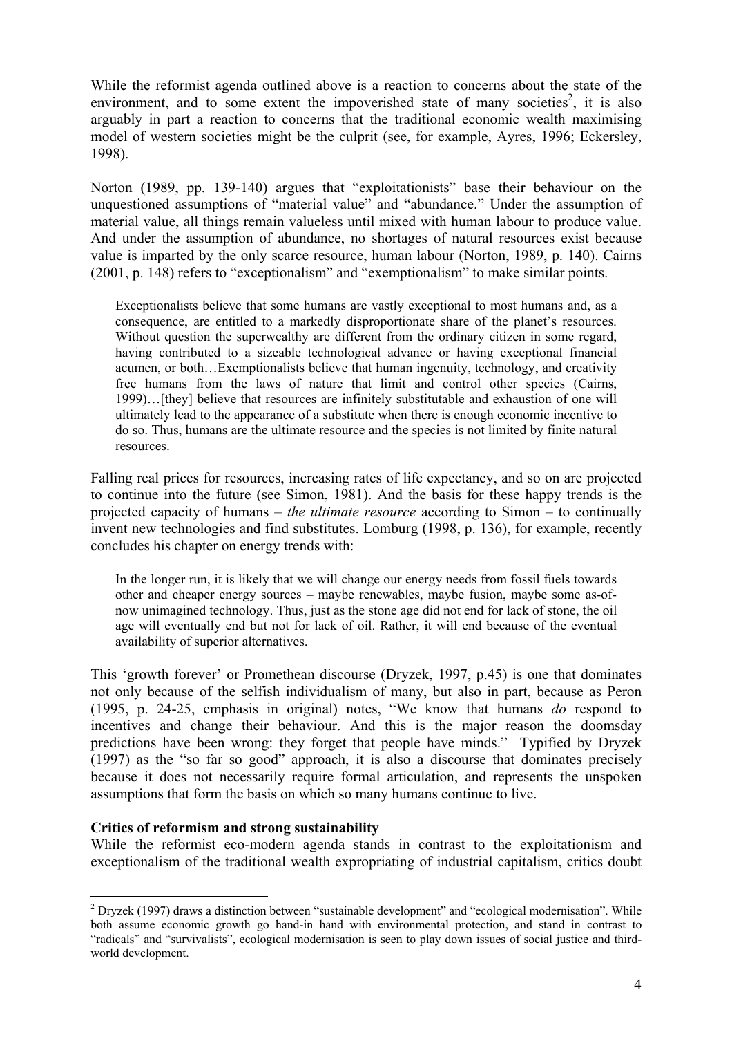While the reformist agenda outlined above is a reaction to concerns about the state of the environment, and to some extent the impoverished state of many societies[2], it is also arguably in part a reaction to concerns that the traditional economic wealth maximising model of western societies might be the culprit (see, for example, Ayres, 1996; Eckersley, 1998).

Norton (1989, pp. 139-140) argues that "exploitationists" base their behaviour on the unquestioned assumptions of "material value" and "abundance." Under the assumption of material value, all things remain valueless until mixed with human labour to produce value. And under the assumption of abundance, no shortages of natural resources exist because value is imparted by the only scarce resource, human labour (Norton, 1989, p. 140). Cairns (2001, p. 148) refers to "exceptionalism" and "exemptionalism" to make similar points.

> Exceptionalists believe that some humans are vastly exceptional to most humans and, as a consequence, are entitled to a markedly disproportionate share of the planet's resources. Without question the superwealthy are different from the ordinary citizen in some regard, having contributed to a sizeable technological advance or having exceptional financial acumen, or both…Exemptionalists believe that human ingenuity, technology, and creativity free humans from the laws of nature that limit and control other species (Cairns, 1999)…[they] believe that resources are infinitely substitutable and exhaustion of one will ultimately lead to the appearance of a substitute when there is enough economic incentive to do so. Thus, humans are the ultimate resource and the species is not limited by finite natural resources.

Falling real prices for resources, increasing rates of life expectancy, and so on are projected to continue into the future (see Simon, 1981). And the basis for these happy trends is the projected capacity of humans – *the ultimate resource* according to Simon – to continually invent new technologies and find substitutes. Lomburg (1998, p. 136), for example, recently concludes his chapter on energy trends with:

> In the longer run, it is likely that we will change our energy needs from fossil fuels towards other and cheaper energy sources – maybe renewables, maybe fusion, maybe some as-of-now unimagined technology. Thus, just as the stone age did not end for lack of stone, the oil age will eventually end but not for lack of oil. Rather, it will end because of the eventual availability of superior alternatives.

This 'growth forever' or Promethean discourse (Dryzek, 1997, p.45) is one that dominates not only because of the selfish individualism of many, but also in part, because as Peron (1995, p. 24-25, emphasis in original) notes, "We know that humans *do* respond to incentives and change their behaviour. And this is the major reason the doomsday predictions have been wrong: they forget that people have minds." Typified by Dryzek (1997) as the "so far so good" approach, it is also a discourse that dominates precisely because it does not necessarily require formal articulation, and represents the unspoken assumptions that form the basis on which so many humans continue to live.

**Critics of reformism and strong sustainability**

While the reformist eco-modern agenda stands in contrast to the exploitationism and exceptionalism of the traditional wealth expropriating of industrial capitalism, critics doubt

[2] Dryzek (1997) draws a distinction between "sustainable development" and "ecological modernisation". While both assume economic growth go hand-in hand with environmental protection, and stand in contrast to "radicals" and "survivalists", ecological modernisation is seen to play down issues of social justice and third-world development.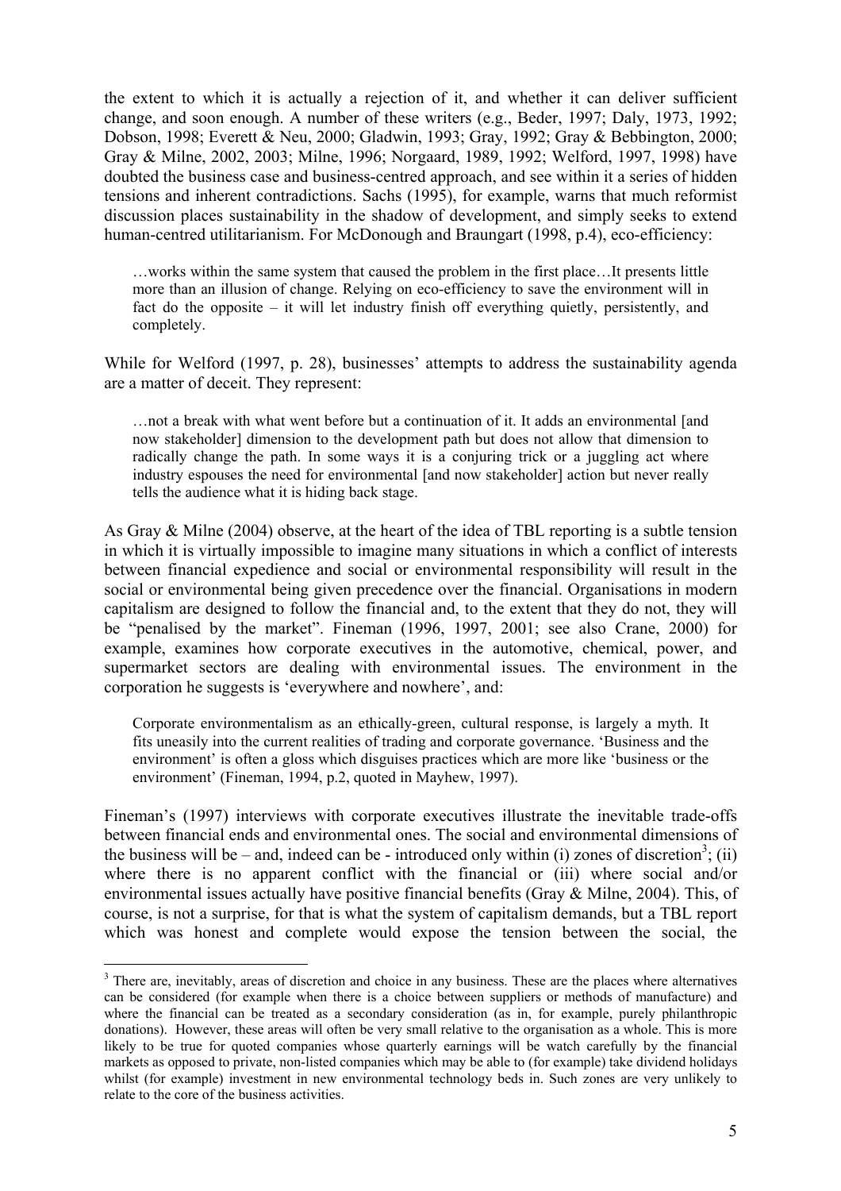the extent to which it is actually a rejection of it, and whether it can deliver sufficient change, and soon enough. A number of these writers (e.g., Beder, 1997; Daly, 1973, 1992; Dobson, 1998; Everett & Neu, 2000; Gladwin, 1993; Gray, 1992; Gray & Bebbington, 2000; Gray & Milne, 2002, 2003; Milne, 1996; Norgaard, 1989, 1992; Welford, 1997, 1998) have doubted the business case and business-centred approach, and see within it a series of hidden tensions and inherent contradictions. Sachs (1995), for example, warns that much reformist discussion places sustainability in the shadow of development, and simply seeks to extend human-centred utilitarianism. For McDonough and Braungart (1998, p.4), eco-efficiency:

> …works within the same system that caused the problem in the first place…It presents little more than an illusion of change. Relying on eco-efficiency to save the environment will in fact do the opposite – it will let industry finish off everything quietly, persistently, and completely.

While for Welford (1997, p. 28), businesses' attempts to address the sustainability agenda are a matter of deceit. They represent:

> …not a break with what went before but a continuation of it. It adds an environmental [and now stakeholder] dimension to the development path but does not allow that dimension to radically change the path. In some ways it is a conjuring trick or a juggling act where industry espouses the need for environmental [and now stakeholder] action but never really tells the audience what it is hiding back stage.

As Gray & Milne (2004) observe, at the heart of the idea of TBL reporting is a subtle tension in which it is virtually impossible to imagine many situations in which a conflict of interests between financial expedience and social or environmental responsibility will result in the social or environmental being given precedence over the financial. Organisations in modern capitalism are designed to follow the financial and, to the extent that they do not, they will be "penalised by the market". Fineman (1996, 1997, 2001; see also Crane, 2000) for example, examines how corporate executives in the automotive, chemical, power, and supermarket sectors are dealing with environmental issues. The environment in the corporation he suggests is 'everywhere and nowhere', and:

> Corporate environmentalism as an ethically-green, cultural response, is largely a myth. It fits uneasily into the current realities of trading and corporate governance. 'Business and the environment' is often a gloss which disguises practices which are more like 'business or the environment' (Fineman, 1994, p.2, quoted in Mayhew, 1997).

Fineman's (1997) interviews with corporate executives illustrate the inevitable trade-offs between financial ends and environmental ones. The social and environmental dimensions of the business will be – and, indeed can be - introduced only within (i) zones of discretion[3]; (ii) where there is no apparent conflict with the financial or (iii) where social and/or environmental issues actually have positive financial benefits (Gray & Milne, 2004). This, of course, is not a surprise, for that is what the system of capitalism demands, but a TBL report which was honest and complete would expose the tension between the social, the

[3] There are, inevitably, areas of discretion and choice in any business. These are the places where alternatives can be considered (for example when there is a choice between suppliers or methods of manufacture) and where the financial can be treated as a secondary consideration (as in, for example, purely philanthropic donations). However, these areas will often be very small relative to the organisation as a whole. This is more likely to be true for quoted companies whose quarterly earnings will be watch carefully by the financial markets as opposed to private, non-listed companies which may be able to (for example) take dividend holidays whilst (for example) investment in new environmental technology beds in. Such zones are very unlikely to relate to the core of the business activities.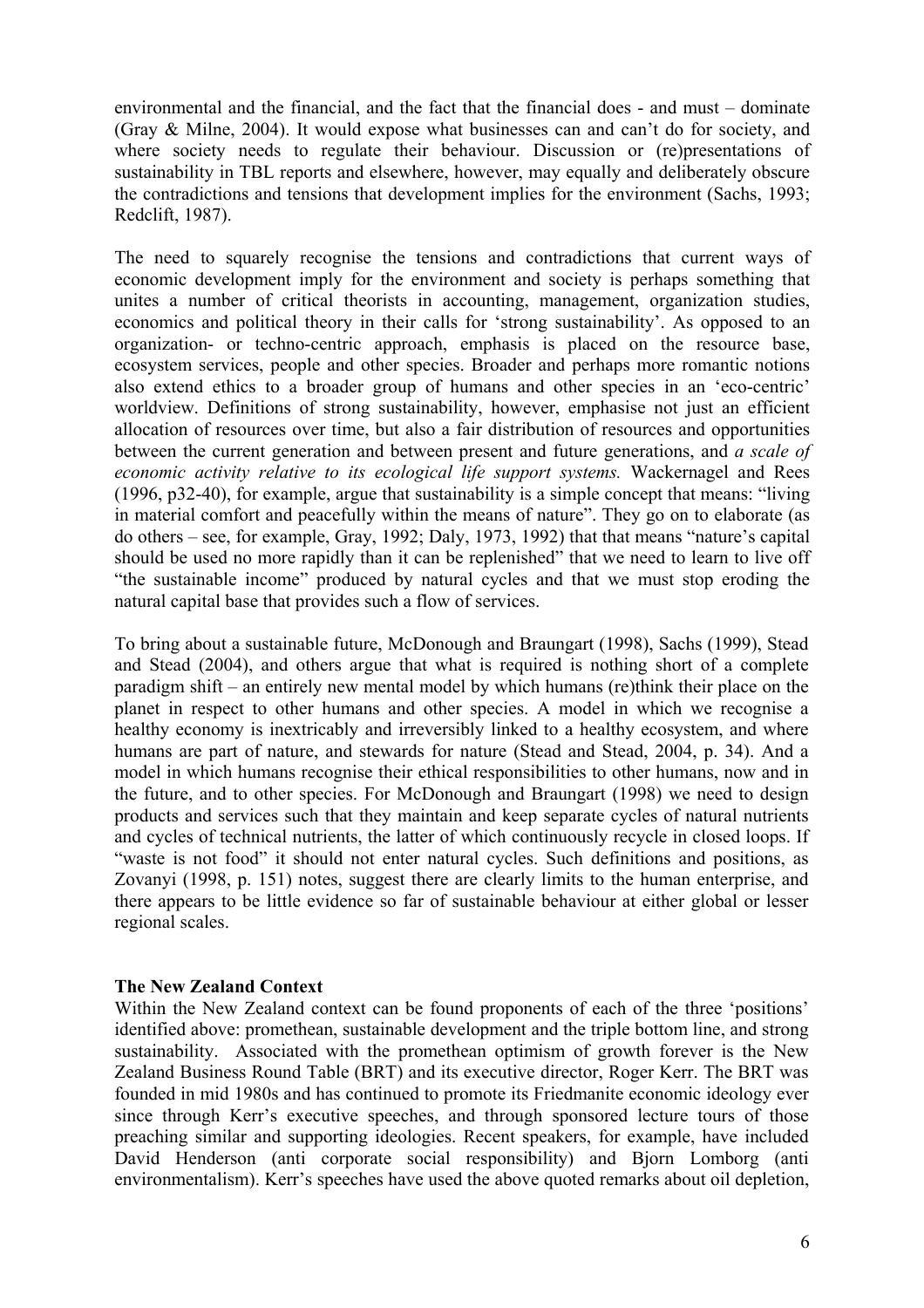environmental and the financial, and the fact that the financial does - and must – dominate (Gray & Milne, 2004). It would expose what businesses can and can't do for society, and where society needs to regulate their behaviour. Discussion or (re)presentations of sustainability in TBL reports and elsewhere, however, may equally and deliberately obscure the contradictions and tensions that development implies for the environment (Sachs, 1993; Redclift, 1987).

The need to squarely recognise the tensions and contradictions that current ways of economic development imply for the environment and society is perhaps something that unites a number of critical theorists in accounting, management, organization studies, economics and political theory in their calls for 'strong sustainability'. As opposed to an organization- or techno-centric approach, emphasis is placed on the resource base, ecosystem services, people and other species. Broader and perhaps more romantic notions also extend ethics to a broader group of humans and other species in an 'eco-centric' worldview. Definitions of strong sustainability, however, emphasise not just an efficient allocation of resources over time, but also a fair distribution of resources and opportunities between the current generation and between present and future generations, and *a scale of economic activity relative to its ecological life support systems.* Wackernagel and Rees (1996, p32-40), for example, argue that sustainability is a simple concept that means: "living in material comfort and peacefully within the means of nature". They go on to elaborate (as do others – see, for example, Gray, 1992; Daly, 1973, 1992) that that means "nature's capital should be used no more rapidly than it can be replenished" that we need to learn to live off "the sustainable income" produced by natural cycles and that we must stop eroding the natural capital base that provides such a flow of services.

To bring about a sustainable future, McDonough and Braungart (1998), Sachs (1999), Stead and Stead (2004), and others argue that what is required is nothing short of a complete paradigm shift – an entirely new mental model by which humans (re)think their place on the planet in respect to other humans and other species. A model in which we recognise a healthy economy is inextricably and irreversibly linked to a healthy ecosystem, and where humans are part of nature, and stewards for nature (Stead and Stead, 2004, p. 34). And a model in which humans recognise their ethical responsibilities to other humans, now and in the future, and to other species. For McDonough and Braungart (1998) we need to design products and services such that they maintain and keep separate cycles of natural nutrients and cycles of technical nutrients, the latter of which continuously recycle in closed loops. If "waste is not food" it should not enter natural cycles. Such definitions and positions, as Zovanyi (1998, p. 151) notes, suggest there are clearly limits to the human enterprise, and there appears to be little evidence so far of sustainable behaviour at either global or lesser regional scales.

**The New Zealand Context**

Within the New Zealand context can be found proponents of each of the three 'positions' identified above: promethean, sustainable development and the triple bottom line, and strong sustainability. Associated with the promethean optimism of growth forever is the New Zealand Business Round Table (BRT) and its executive director, Roger Kerr. The BRT was founded in mid 1980s and has continued to promote its Friedmanite economic ideology ever since through Kerr's executive speeches, and through sponsored lecture tours of those preaching similar and supporting ideologies. Recent speakers, for example, have included David Henderson (anti corporate social responsibility) and Bjorn Lomborg (anti environmentalism). Kerr's speeches have used the above quoted remarks about oil depletion,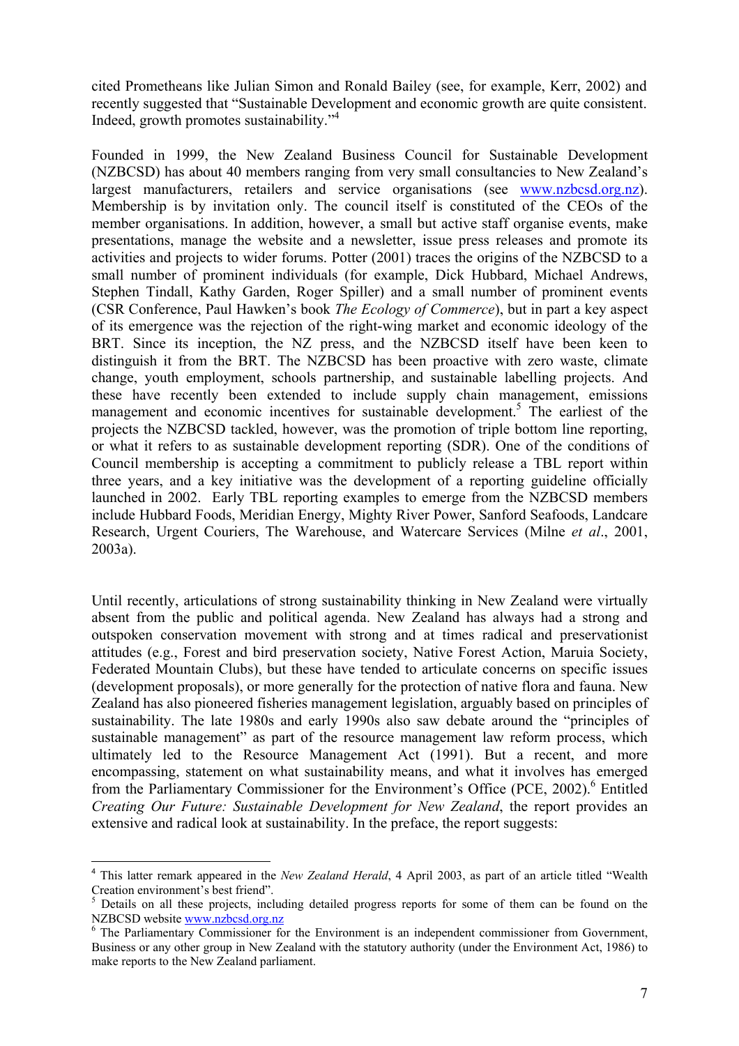cited Prometheans like Julian Simon and Ronald Bailey (see, for example, Kerr, 2002) and recently suggested that "Sustainable Development and economic growth are quite consistent. Indeed, growth promotes sustainability."[4]

Founded in 1999, the New Zealand Business Council for Sustainable Development (NZBCSD) has about 40 members ranging from very small consultancies to New Zealand's largest manufacturers, retailers and service organisations (see www.nzbcsd.org.nz). Membership is by invitation only. The council itself is constituted of the CEOs of the member organisations. In addition, however, a small but active staff organise events, make presentations, manage the website and a newsletter, issue press releases and promote its activities and projects to wider forums. Potter (2001) traces the origins of the NZBCSD to a small number of prominent individuals (for example, Dick Hubbard, Michael Andrews, Stephen Tindall, Kathy Garden, Roger Spiller) and a small number of prominent events (CSR Conference, Paul Hawken's book *The Ecology of Commerce*), but in part a key aspect of its emergence was the rejection of the right-wing market and economic ideology of the BRT. Since its inception, the NZ press, and the NZBCSD itself have been keen to distinguish it from the BRT. The NZBCSD has been proactive with zero waste, climate change, youth employment, schools partnership, and sustainable labelling projects. And these have recently been extended to include supply chain management, emissions management and economic incentives for sustainable development.[5] The earliest of the projects the NZBCSD tackled, however, was the promotion of triple bottom line reporting, or what it refers to as sustainable development reporting (SDR). One of the conditions of Council membership is accepting a commitment to publicly release a TBL report within three years, and a key initiative was the development of a reporting guideline officially launched in 2002. Early TBL reporting examples to emerge from the NZBCSD members include Hubbard Foods, Meridian Energy, Mighty River Power, Sanford Seafoods, Landcare Research, Urgent Couriers, The Warehouse, and Watercare Services (Milne *et al*., 2001, 2003a).

Until recently, articulations of strong sustainability thinking in New Zealand were virtually absent from the public and political agenda. New Zealand has always had a strong and outspoken conservation movement with strong and at times radical and preservationist attitudes (e.g., Forest and bird preservation society, Native Forest Action, Maruia Society, Federated Mountain Clubs), but these have tended to articulate concerns on specific issues (development proposals), or more generally for the protection of native flora and fauna. New Zealand has also pioneered fisheries management legislation, arguably based on principles of sustainability. The late 1980s and early 1990s also saw debate around the "principles of sustainable management" as part of the resource management law reform process, which ultimately led to the Resource Management Act (1991). But a recent, and more encompassing, statement on what sustainability means, and what it involves has emerged from the Parliamentary Commissioner for the Environment's Office (PCE, 2002).[6] Entitled *Creating Our Future: Sustainable Development for New Zealand*, the report provides an extensive and radical look at sustainability. In the preface, the report suggests:

---

[4] This latter remark appeared in the *New Zealand Herald*, 4 April 2003, as part of an article titled "Wealth Creation environment's best friend".

[5] Details on all these projects, including detailed progress reports for some of them can be found on the NZBCSD website www.nzbcsd.org.nz

[6] The Parliamentary Commissioner for the Environment is an independent commissioner from Government, Business or any other group in New Zealand with the statutory authority (under the Environment Act, 1986) to make reports to the New Zealand parliament.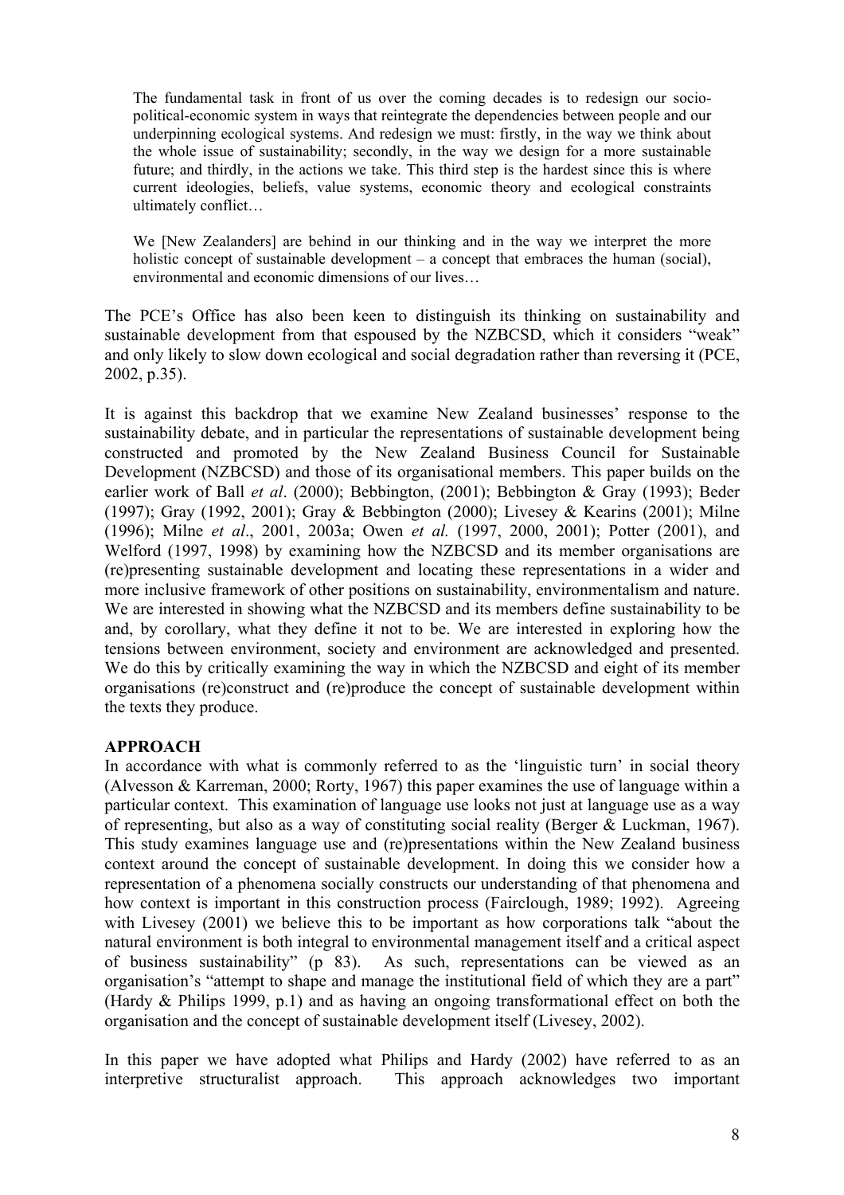> The fundamental task in front of us over the coming decades is to redesign our socio-political-economic system in ways that reintegrate the dependencies between people and our underpinning ecological systems. And redesign we must: firstly, in the way we think about the whole issue of sustainability; secondly, in the way we design for a more sustainable future; and thirdly, in the actions we take. This third step is the hardest since this is where current ideologies, beliefs, value systems, economic theory and ecological constraints ultimately conflict…
>
> We [New Zealanders] are behind in our thinking and in the way we interpret the more holistic concept of sustainable development – a concept that embraces the human (social), environmental and economic dimensions of our lives…

The PCE's Office has also been keen to distinguish its thinking on sustainability and sustainable development from that espoused by the NZBCSD, which it considers "weak" and only likely to slow down ecological and social degradation rather than reversing it (PCE, 2002, p.35).

It is against this backdrop that we examine New Zealand businesses' response to the sustainability debate, and in particular the representations of sustainable development being constructed and promoted by the New Zealand Business Council for Sustainable Development (NZBCSD) and those of its organisational members. This paper builds on the earlier work of Ball *et al*. (2000); Bebbington, (2001); Bebbington & Gray (1993); Beder (1997); Gray (1992, 2001); Gray & Bebbington (2000); Livesey & Kearins (2001); Milne (1996); Milne *et al*., 2001, 2003a; Owen *et al.* (1997, 2000, 2001); Potter (2001), and Welford (1997, 1998) by examining how the NZBCSD and its member organisations are (re)presenting sustainable development and locating these representations in a wider and more inclusive framework of other positions on sustainability, environmentalism and nature. We are interested in showing what the NZBCSD and its members define sustainability to be and, by corollary, what they define it not to be. We are interested in exploring how the tensions between environment, society and environment are acknowledged and presented. We do this by critically examining the way in which the NZBCSD and eight of its member organisations (re)construct and (re)produce the concept of sustainable development within the texts they produce.

## APPROACH

In accordance with what is commonly referred to as the 'linguistic turn' in social theory (Alvesson & Karreman, 2000; Rorty, 1967) this paper examines the use of language within a particular context. This examination of language use looks not just at language use as a way of representing, but also as a way of constituting social reality (Berger & Luckman, 1967). This study examines language use and (re)presentations within the New Zealand business context around the concept of sustainable development. In doing this we consider how a representation of a phenomena socially constructs our understanding of that phenomena and how context is important in this construction process (Fairclough, 1989; 1992). Agreeing with Livesey (2001) we believe this to be important as how corporations talk "about the natural environment is both integral to environmental management itself and a critical aspect of business sustainability" (p 83). As such, representations can be viewed as an organisation's "attempt to shape and manage the institutional field of which they are a part" (Hardy & Philips 1999, p.1) and as having an ongoing transformational effect on both the organisation and the concept of sustainable development itself (Livesey, 2002).

In this paper we have adopted what Philips and Hardy (2002) have referred to as an interpretive structuralist approach. This approach acknowledges two important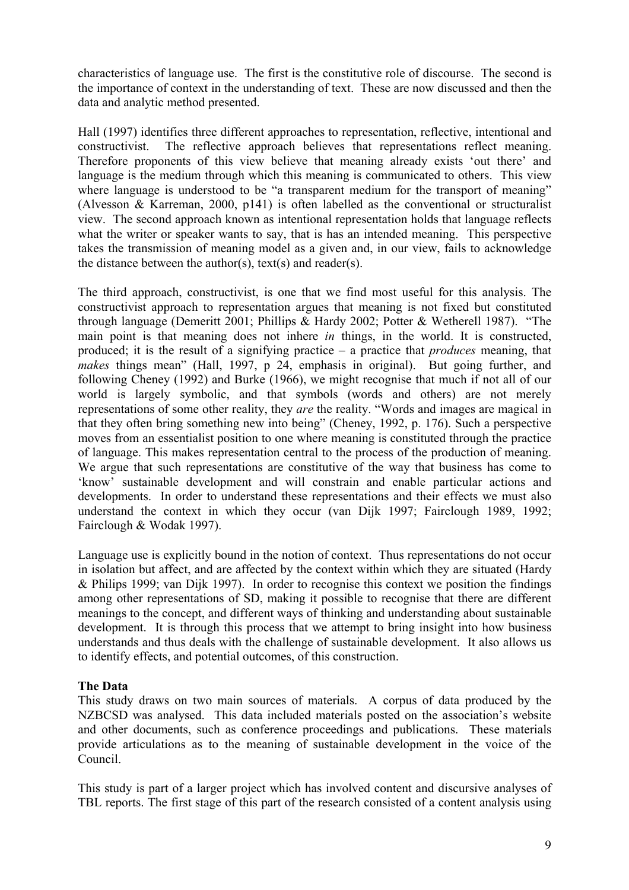characteristics of language use. The first is the constitutive role of discourse. The second is the importance of context in the understanding of text. These are now discussed and then the data and analytic method presented.

Hall (1997) identifies three different approaches to representation, reflective, intentional and constructivist. The reflective approach believes that representations reflect meaning. Therefore proponents of this view believe that meaning already exists 'out there' and language is the medium through which this meaning is communicated to others. This view where language is understood to be "a transparent medium for the transport of meaning" (Alvesson & Karreman, 2000, p141) is often labelled as the conventional or structuralist view. The second approach known as intentional representation holds that language reflects what the writer or speaker wants to say, that is has an intended meaning. This perspective takes the transmission of meaning model as a given and, in our view, fails to acknowledge the distance between the author(s), text(s) and reader(s).

The third approach, constructivist, is one that we find most useful for this analysis. The constructivist approach to representation argues that meaning is not fixed but constituted through language (Demeritt 2001; Phillips & Hardy 2002; Potter & Wetherell 1987). "The main point is that meaning does not inhere *in* things, in the world. It is constructed, produced; it is the result of a signifying practice – a practice that *produces* meaning, that *makes* things mean" (Hall, 1997, p 24, emphasis in original). But going further, and following Cheney (1992) and Burke (1966), we might recognise that much if not all of our world is largely symbolic, and that symbols (words and others) are not merely representations of some other reality, they *are* the reality. "Words and images are magical in that they often bring something new into being" (Cheney, 1992, p. 176). Such a perspective moves from an essentialist position to one where meaning is constituted through the practice of language. This makes representation central to the process of the production of meaning. We argue that such representations are constitutive of the way that business has come to 'know' sustainable development and will constrain and enable particular actions and developments. In order to understand these representations and their effects we must also understand the context in which they occur (van Dijk 1997; Fairclough 1989, 1992; Fairclough & Wodak 1997).

Language use is explicitly bound in the notion of context. Thus representations do not occur in isolation but affect, and are affected by the context within which they are situated (Hardy & Philips 1999; van Dijk 1997). In order to recognise this context we position the findings among other representations of SD, making it possible to recognise that there are different meanings to the concept, and different ways of thinking and understanding about sustainable development. It is through this process that we attempt to bring insight into how business understands and thus deals with the challenge of sustainable development. It also allows us to identify effects, and potential outcomes, of this construction.

**The Data**

This study draws on two main sources of materials. A corpus of data produced by the NZBCSD was analysed. This data included materials posted on the association's website and other documents, such as conference proceedings and publications. These materials provide articulations as to the meaning of sustainable development in the voice of the Council.

This study is part of a larger project which has involved content and discursive analyses of TBL reports. The first stage of this part of the research consisted of a content analysis using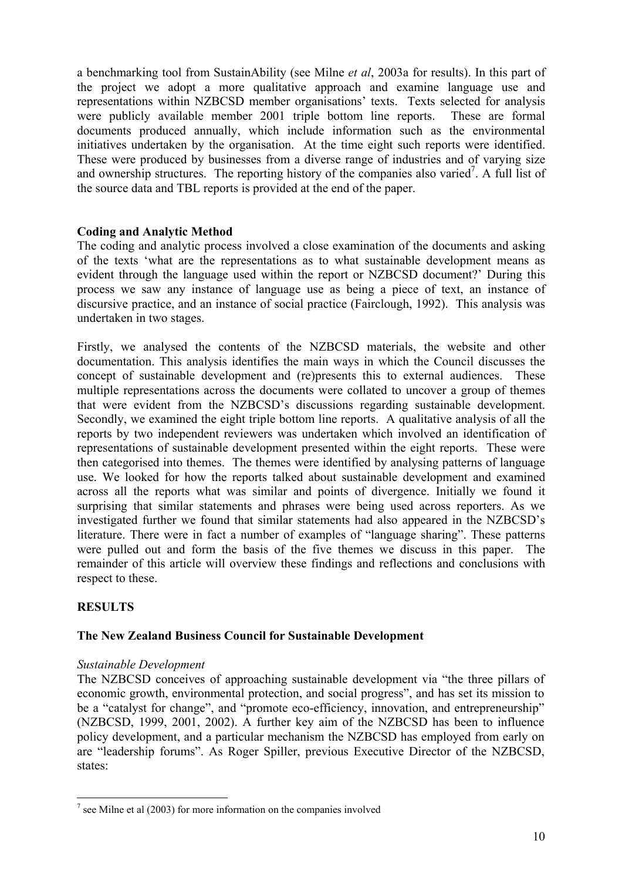a benchmarking tool from SustainAbility (see Milne *et al*, 2003a for results). In this part of the project we adopt a more qualitative approach and examine language use and representations within NZBCSD member organisations' texts. Texts selected for analysis were publicly available member 2001 triple bottom line reports. These are formal documents produced annually, which include information such as the environmental initiatives undertaken by the organisation. At the time eight such reports were identified. These were produced by businesses from a diverse range of industries and of varying size and ownership structures. The reporting history of the companies also varied[7]. A full list of the source data and TBL reports is provided at the end of the paper.

**Coding and Analytic Method**

The coding and analytic process involved a close examination of the documents and asking of the texts 'what are the representations as to what sustainable development means as evident through the language used within the report or NZBCSD document?' During this process we saw any instance of language use as being a piece of text, an instance of discursive practice, and an instance of social practice (Fairclough, 1992). This analysis was undertaken in two stages.

Firstly, we analysed the contents of the NZBCSD materials, the website and other documentation. This analysis identifies the main ways in which the Council discusses the concept of sustainable development and (re)presents this to external audiences. These multiple representations across the documents were collated to uncover a group of themes that were evident from the NZBCSD's discussions regarding sustainable development. Secondly, we examined the eight triple bottom line reports. A qualitative analysis of all the reports by two independent reviewers was undertaken which involved an identification of representations of sustainable development presented within the eight reports. These were then categorised into themes. The themes were identified by analysing patterns of language use. We looked for how the reports talked about sustainable development and examined across all the reports what was similar and points of divergence. Initially we found it surprising that similar statements and phrases were being used across reporters. As we investigated further we found that similar statements had also appeared in the NZBCSD's literature. There were in fact a number of examples of "language sharing". These patterns were pulled out and form the basis of the five themes we discuss in this paper. The remainder of this article will overview these findings and reflections and conclusions with respect to these.

## RESULTS

### The New Zealand Business Council for Sustainable Development

*Sustainable Development*

The NZBCSD conceives of approaching sustainable development via "the three pillars of economic growth, environmental protection, and social progress", and has set its mission to be a "catalyst for change", and "promote eco-efficiency, innovation, and entrepreneurship" (NZBCSD, 1999, 2001, 2002). A further key aim of the NZBCSD has been to influence policy development, and a particular mechanism the NZBCSD has employed from early on are "leadership forums". As Roger Spiller, previous Executive Director of the NZBCSD, states:

[7] see Milne et al (2003) for more information on the companies involved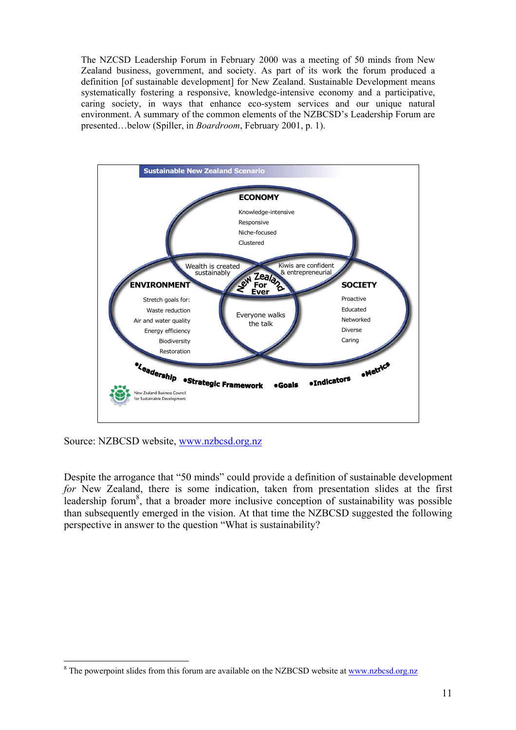The NZCSD Leadership Forum in February 2000 was a meeting of 50 minds from New Zealand business, government, and society. As part of its work the forum produced a definition [of sustainable development] for New Zealand. Sustainable Development means systematically fostering a responsive, knowledge-intensive economy and a participative, caring society, in ways that enhance eco-system services and our unique natural environment. A summary of the common elements of the NZBCSD's Leadership Forum are presented…below (Spiller, in *Boardroom*, February 2001, p. 1).

**Sustainable New Zealand Scenario**

ECONOMY: Knowledge-intensive, Responsive, Niche-focused, Clustered

ENVIRONMENT: Stretch goals for: Waste reduction, Air and water quality, Energy efficiency, Biodiversity, Restoration

SOCIETY: Proactive, Educated, Networked, Diverse, Caring

Wealth is created sustainably

Kiwis are confident & entrepreneurial

Everyone walks the talk

New Zealand For Ever

•Leadership •Strategic Framework •Goals •Indicators •Metrics

New Zealand Business Council for Sustainable Development

Source: NZBCSD website, [www.nzbcsd.org.nz](http://www.nzbcsd.org.nz)

Despite the arrogance that "50 minds" could provide a definition of sustainable development *for* New Zealand, there is some indication, taken from presentation slides at the first leadership forum[8], that a broader more inclusive conception of sustainability was possible than subsequently emerged in the vision. At that time the NZBCSD suggested the following perspective in answer to the question "What is sustainability?

---

[8] The powerpoint slides from this forum are available on the NZBCSD website at [www.nzbcsd.org.nz](http://www.nzbcsd.org.nz)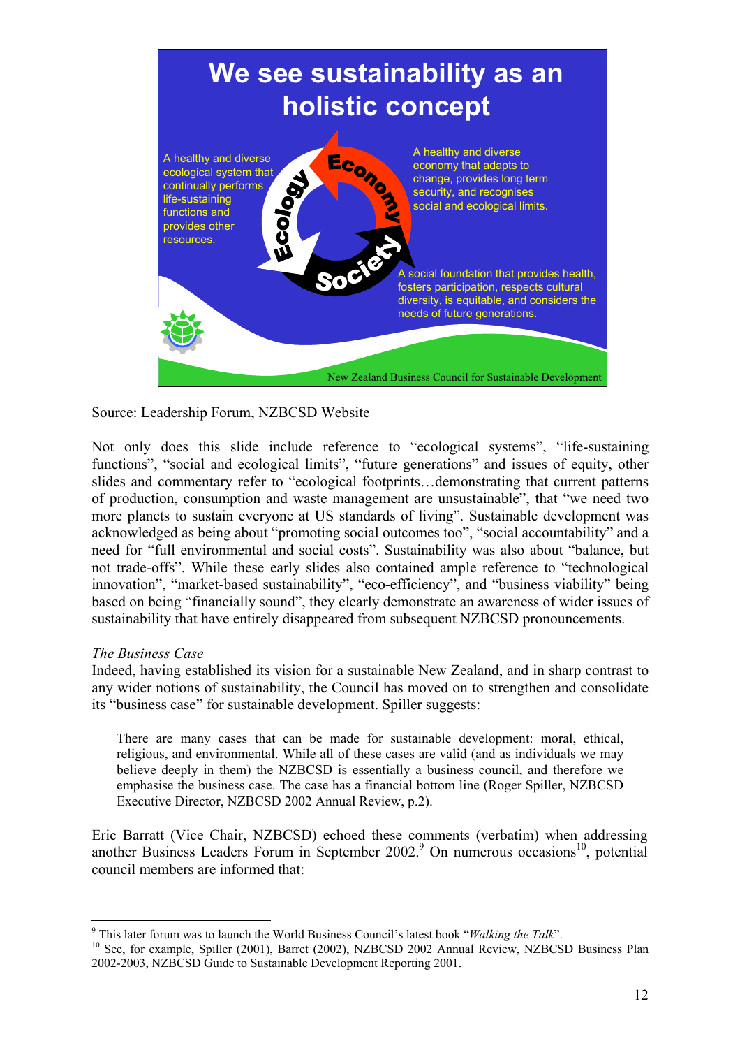**We see sustainability as an holistic concept**

- **Ecology:** A healthy and diverse ecological system that continually performs life-sustaining functions and provides other resources.
- **Economy:** A healthy and diverse economy that adapts to change, provides long term security, and recognises social and ecological limits.
- **Society:** A social foundation that provides health, fosters participation, respects cultural diversity, is equitable, and considers the needs of future generations.

New Zealand Business Council for Sustainable Development

Source: Leadership Forum, NZBCSD Website

Not only does this slide include reference to "ecological systems", "life-sustaining functions", "social and ecological limits", "future generations" and issues of equity, other slides and commentary refer to "ecological footprints…demonstrating that current patterns of production, consumption and waste management are unsustainable", that "we need two more planets to sustain everyone at US standards of living". Sustainable development was acknowledged as being about "promoting social outcomes too", "social accountability" and a need for "full environmental and social costs". Sustainability was also about "balance, but not trade-offs". While these early slides also contained ample reference to "technological innovation", "market-based sustainability", "eco-efficiency", and "business viability" being based on being "financially sound", they clearly demonstrate an awareness of wider issues of sustainability that have entirely disappeared from subsequent NZBCSD pronouncements.

*The Business Case*

Indeed, having established its vision for a sustainable New Zealand, and in sharp contrast to any wider notions of sustainability, the Council has moved on to strengthen and consolidate its "business case" for sustainable development. Spiller suggests:

> There are many cases that can be made for sustainable development: moral, ethical, religious, and environmental. While all of these cases are valid (and as individuals we may believe deeply in them) the NZBCSD is essentially a business council, and therefore we emphasise the business case. The case has a financial bottom line (Roger Spiller, NZBCSD Executive Director, NZBCSD 2002 Annual Review, p.2).

Eric Barratt (Vice Chair, NZBCSD) echoed these comments (verbatim) when addressing another Business Leaders Forum in September 2002.[9] On numerous occasions[10], potential council members are informed that:

[9] This later forum was to launch the World Business Council's latest book "*Walking the Talk*".

[10] See, for example, Spiller (2001), Barret (2002), NZBCSD 2002 Annual Review, NZBCSD Business Plan 2002-2003, NZBCSD Guide to Sustainable Development Reporting 2001.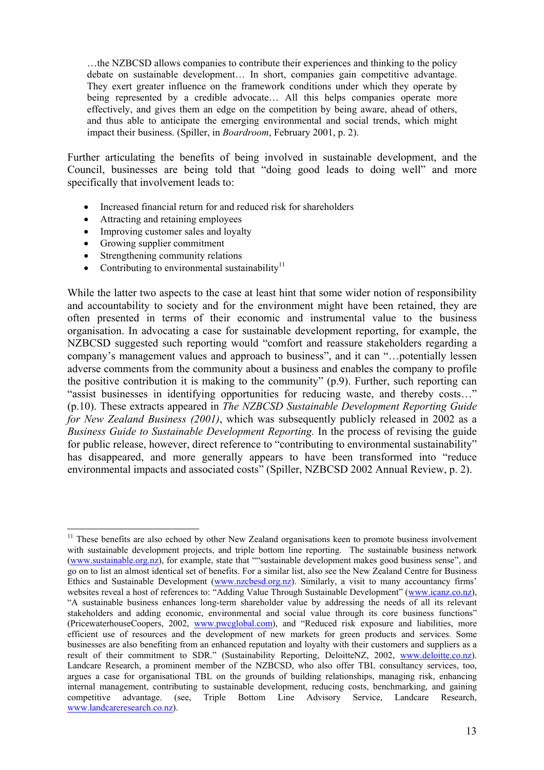> …the NZBCSD allows companies to contribute their experiences and thinking to the policy debate on sustainable development… In short, companies gain competitive advantage. They exert greater influence on the framework conditions under which they operate by being represented by a credible advocate… All this helps companies operate more effectively, and gives them an edge on the competition by being aware, ahead of others, and thus able to anticipate the emerging environmental and social trends, which might impact their business. (Spiller, in *Boardroom*, February 2001, p. 2).

Further articulating the benefits of being involved in sustainable development, and the Council, businesses are being told that "doing good leads to doing well" and more specifically that involvement leads to:

- Increased financial return for and reduced risk for shareholders
- Attracting and retaining employees
- Improving customer sales and loyalty
- Growing supplier commitment
- Strengthening community relations
- Contributing to environmental sustainability[11]

While the latter two aspects to the case at least hint that some wider notion of responsibility and accountability to society and for the environment might have been retained, they are often presented in terms of their economic and instrumental value to the business organisation. In advocating a case for sustainable development reporting, for example, the NZBCSD suggested such reporting would "comfort and reassure stakeholders regarding a company's management values and approach to business", and it can "…potentially lessen adverse comments from the community about a business and enables the company to profile the positive contribution it is making to the community" (p.9). Further, such reporting can "assist businesses in identifying opportunities for reducing waste, and thereby costs…" (p.10). These extracts appeared in *The NZBCSD Sustainable Development Reporting Guide for New Zealand Business (2001)*, which was subsequently publicly released in 2002 as a *Business Guide to Sustainable Development Reporting.* In the process of revising the guide for public release, however, direct reference to "contributing to environmental sustainability" has disappeared, and more generally appears to have been transformed into "reduce environmental impacts and associated costs" (Spiller, NZBCSD 2002 Annual Review, p. 2).

---

[11] These benefits are also echoed by other New Zealand organisations keen to promote business involvement with sustainable development projects, and triple bottom line reporting. The sustainable business network (www.sustainable.org.nz), for example, state that ""sustainable development makes good business sense", and go on to list an almost identical set of benefits. For a similar list, also see the New Zealand Centre for Business Ethics and Sustainable Development (www.nzcbesd.org.nz). Similarly, a visit to many accountancy firms' websites reveal a host of references to: "Adding Value Through Sustainable Development" (www.icanz.co.nz), "A sustainable business enhances long-term shareholder value by addressing the needs of all its relevant stakeholders and adding economic, environmental and social value through its core business functions" (PricewaterhouseCoopers, 2002, www.pwcglobal.com), and "Reduced risk exposure and liabilities, more efficient use of resources and the development of new markets for green products and services. Some businesses are also benefiting from an enhanced reputation and loyalty with their customers and suppliers as a result of their commitment to SDR." (Sustainability Reporting, DeloitteNZ, 2002, www.deloitte.co.nz). Landcare Research, a prominent member of the NZBCSD, who also offer TBL consultancy services, too, argues a case for organisational TBL on the grounds of building relationships, managing risk, enhancing internal management, contributing to sustainable development, reducing costs, benchmarking, and gaining competitive advantage. (see, Triple Bottom Line Advisory Service, Landcare Research, www.landcareresearch.co.nz).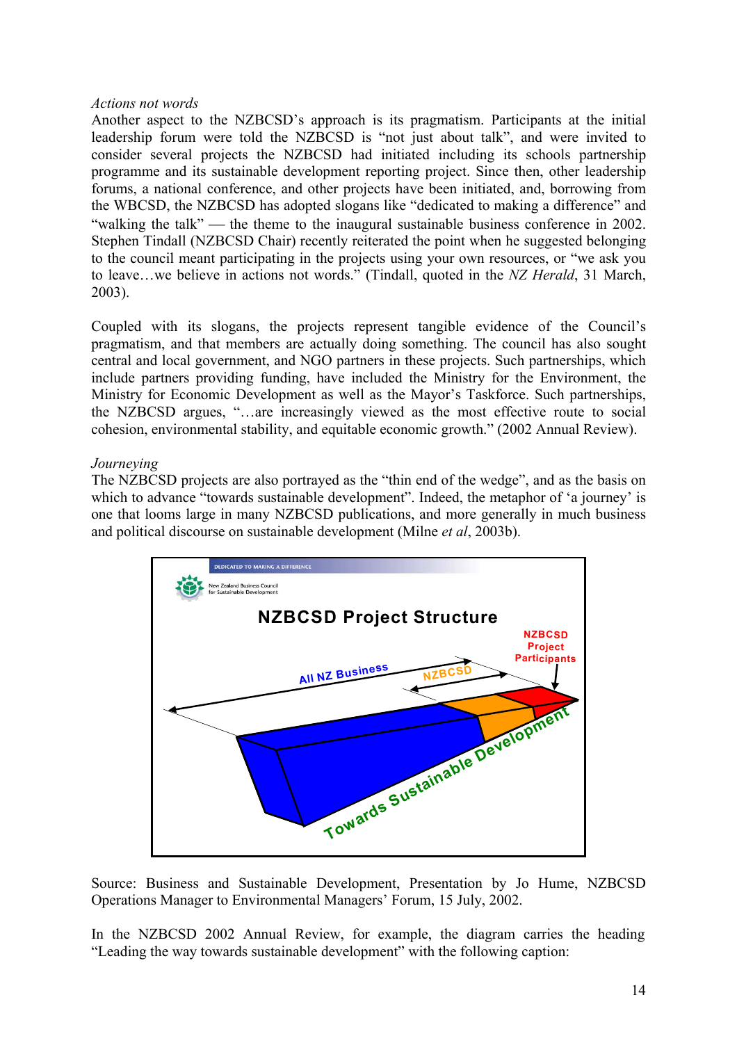*Actions not words*

Another aspect to the NZBCSD's approach is its pragmatism. Participants at the initial leadership forum were told the NZBCSD is "not just about talk", and were invited to consider several projects the NZBCSD had initiated including its schools partnership programme and its sustainable development reporting project. Since then, other leadership forums, a national conference, and other projects have been initiated, and, borrowing from the WBCSD, the NZBCSD has adopted slogans like "dedicated to making a difference" and "walking the talk" — the theme to the inaugural sustainable business conference in 2002. Stephen Tindall (NZBCSD Chair) recently reiterated the point when he suggested belonging to the council meant participating in the projects using your own resources, or "we ask you to leave…we believe in actions not words." (Tindall, quoted in the *NZ Herald*, 31 March, 2003).

Coupled with its slogans, the projects represent tangible evidence of the Council's pragmatism, and that members are actually doing something. The council has also sought central and local government, and NGO partners in these projects. Such partnerships, which include partners providing funding, have included the Ministry for the Environment, the Ministry for Economic Development as well as the Mayor's Taskforce. Such partnerships, the NZBCSD argues, "…are increasingly viewed as the most effective route to social cohesion, environmental stability, and equitable economic growth." (2002 Annual Review).

*Journeying*

The NZBCSD projects are also portrayed as the "thin end of the wedge", and as the basis on which to advance "towards sustainable development". Indeed, the metaphor of 'a journey' is one that looms large in many NZBCSD publications, and more generally in much business and political discourse on sustainable development (Milne *et al*, 2003b).

Source: Business and Sustainable Development, Presentation by Jo Hume, NZBCSD Operations Manager to Environmental Managers' Forum, 15 July, 2002.

In the NZBCSD 2002 Annual Review, for example, the diagram carries the heading "Leading the way towards sustainable development" with the following caption: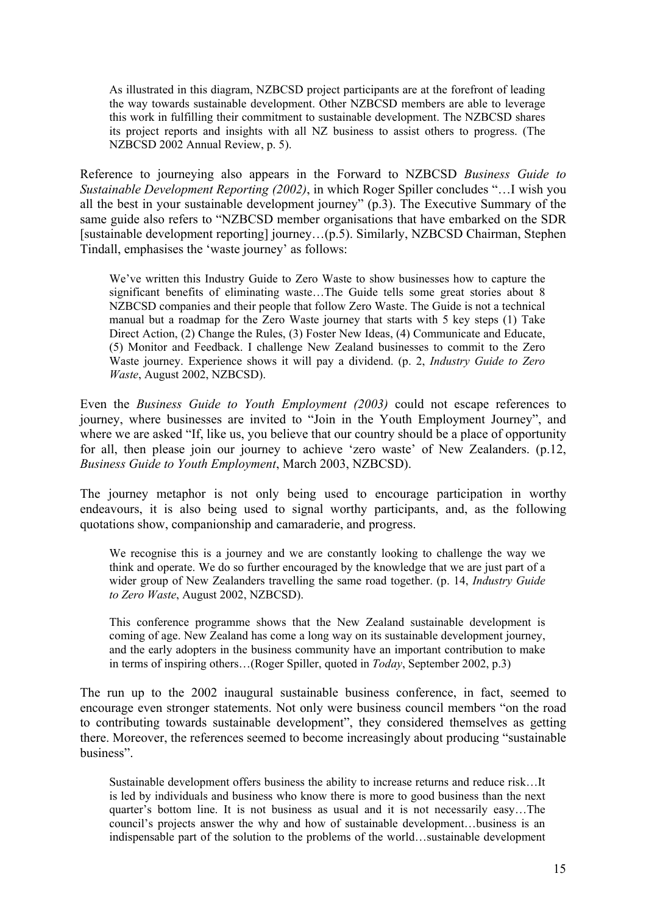> As illustrated in this diagram, NZBCSD project participants are at the forefront of leading the way towards sustainable development. Other NZBCSD members are able to leverage this work in fulfilling their commitment to sustainable development. The NZBCSD shares its project reports and insights with all NZ business to assist others to progress. (The NZBCSD 2002 Annual Review, p. 5).

Reference to journeying also appears in the Forward to NZBCSD *Business Guide to Sustainable Development Reporting (2002)*, in which Roger Spiller concludes "…I wish you all the best in your sustainable development journey" (p.3). The Executive Summary of the same guide also refers to "NZBCSD member organisations that have embarked on the SDR [sustainable development reporting] journey…(p.5). Similarly, NZBCSD Chairman, Stephen Tindall, emphasises the 'waste journey' as follows:

> We've written this Industry Guide to Zero Waste to show businesses how to capture the significant benefits of eliminating waste…The Guide tells some great stories about 8 NZBCSD companies and their people that follow Zero Waste. The Guide is not a technical manual but a roadmap for the Zero Waste journey that starts with 5 key steps (1) Take Direct Action, (2) Change the Rules, (3) Foster New Ideas, (4) Communicate and Educate, (5) Monitor and Feedback. I challenge New Zealand businesses to commit to the Zero Waste journey. Experience shows it will pay a dividend. (p. 2, *Industry Guide to Zero Waste*, August 2002, NZBCSD).

Even the *Business Guide to Youth Employment (2003)* could not escape references to journey, where businesses are invited to "Join in the Youth Employment Journey", and where we are asked "If, like us, you believe that our country should be a place of opportunity for all, then please join our journey to achieve 'zero waste' of New Zealanders. (p.12, *Business Guide to Youth Employment*, March 2003, NZBCSD).

The journey metaphor is not only being used to encourage participation in worthy endeavours, it is also being used to signal worthy participants, and, as the following quotations show, companionship and camaraderie, and progress.

> We recognise this is a journey and we are constantly looking to challenge the way we think and operate. We do so further encouraged by the knowledge that we are just part of a wider group of New Zealanders travelling the same road together. (p. 14, *Industry Guide to Zero Waste*, August 2002, NZBCSD).

> This conference programme shows that the New Zealand sustainable development is coming of age. New Zealand has come a long way on its sustainable development journey, and the early adopters in the business community have an important contribution to make in terms of inspiring others…(Roger Spiller, quoted in *Today*, September 2002, p.3)

The run up to the 2002 inaugural sustainable business conference, in fact, seemed to encourage even stronger statements. Not only were business council members "on the road to contributing towards sustainable development", they considered themselves as getting there. Moreover, the references seemed to become increasingly about producing "sustainable business".

> Sustainable development offers business the ability to increase returns and reduce risk…It is led by individuals and business who know there is more to good business than the next quarter's bottom line. It is not business as usual and it is not necessarily easy…The council's projects answer the why and how of sustainable development…business is an indispensable part of the solution to the problems of the world…sustainable development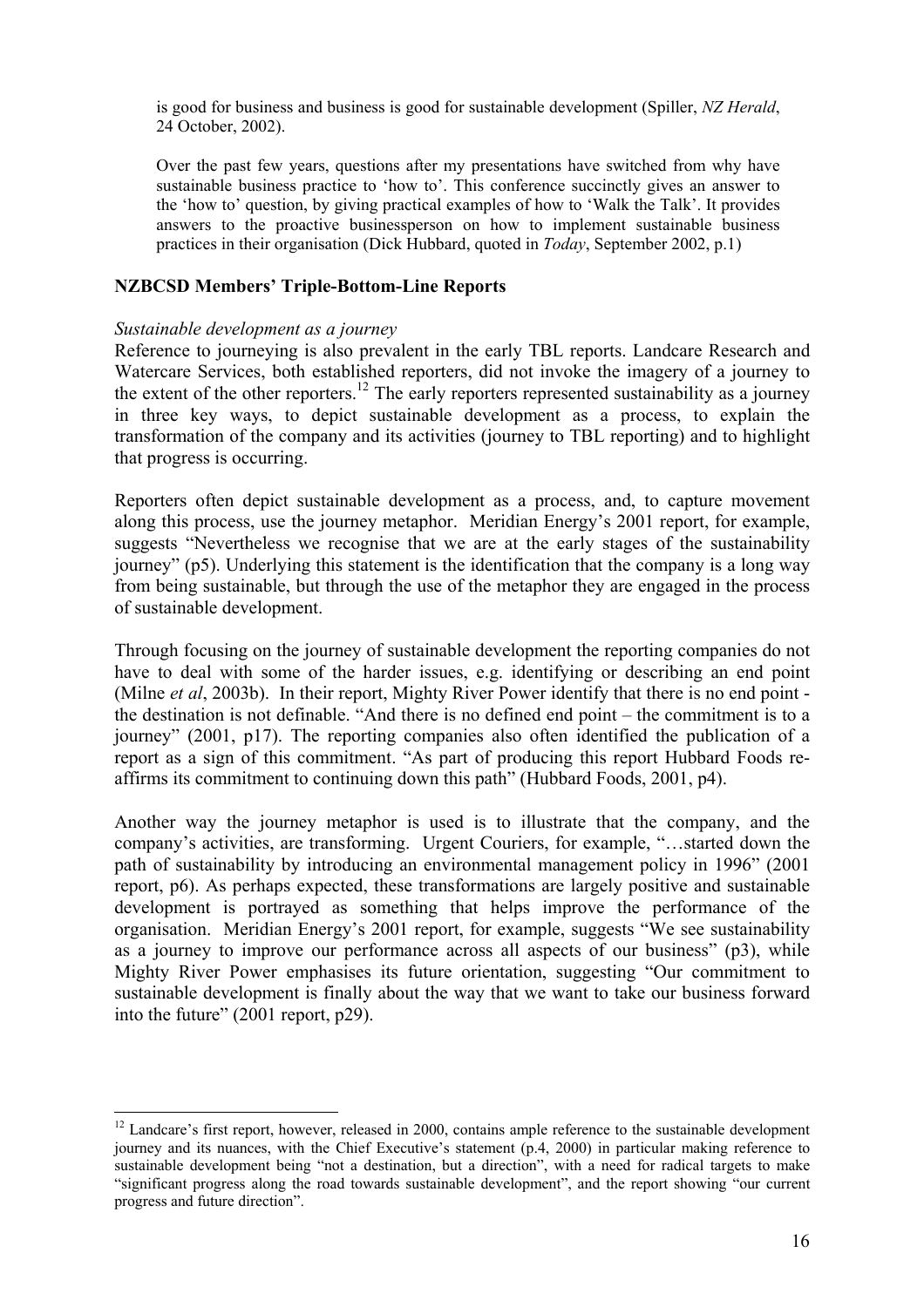is good for business and business is good for sustainable development (Spiller, *NZ Herald*, 24 October, 2002).

Over the past few years, questions after my presentations have switched from why have sustainable business practice to 'how to'. This conference succinctly gives an answer to the 'how to' question, by giving practical examples of how to 'Walk the Talk'. It provides answers to the proactive businessperson on how to implement sustainable business practices in their organisation (Dick Hubbard, quoted in *Today*, September 2002, p.1)

## NZBCSD Members' Triple-Bottom-Line Reports

*Sustainable development as a journey*

Reference to journeying is also prevalent in the early TBL reports. Landcare Research and Watercare Services, both established reporters, did not invoke the imagery of a journey to the extent of the other reporters.[12] The early reporters represented sustainability as a journey in three key ways, to depict sustainable development as a process, to explain the transformation of the company and its activities (journey to TBL reporting) and to highlight that progress is occurring.

Reporters often depict sustainable development as a process, and, to capture movement along this process, use the journey metaphor. Meridian Energy's 2001 report, for example, suggests "Nevertheless we recognise that we are at the early stages of the sustainability journey" (p5). Underlying this statement is the identification that the company is a long way from being sustainable, but through the use of the metaphor they are engaged in the process of sustainable development.

Through focusing on the journey of sustainable development the reporting companies do not have to deal with some of the harder issues, e.g. identifying or describing an end point (Milne *et al*, 2003b). In their report, Mighty River Power identify that there is no end point - the destination is not definable. "And there is no defined end point – the commitment is to a journey" (2001, p17). The reporting companies also often identified the publication of a report as a sign of this commitment. "As part of producing this report Hubbard Foods re-affirms its commitment to continuing down this path" (Hubbard Foods, 2001, p4).

Another way the journey metaphor is used is to illustrate that the company, and the company's activities, are transforming. Urgent Couriers, for example, "…started down the path of sustainability by introducing an environmental management policy in 1996" (2001 report, p6). As perhaps expected, these transformations are largely positive and sustainable development is portrayed as something that helps improve the performance of the organisation. Meridian Energy's 2001 report, for example, suggests "We see sustainability as a journey to improve our performance across all aspects of our business" (p3), while Mighty River Power emphasises its future orientation, suggesting "Our commitment to sustainable development is finally about the way that we want to take our business forward into the future" (2001 report, p29).

---

[12] Landcare's first report, however, released in 2000, contains ample reference to the sustainable development journey and its nuances, with the Chief Executive's statement (p.4, 2000) in particular making reference to sustainable development being "not a destination, but a direction", with a need for radical targets to make "significant progress along the road towards sustainable development", and the report showing "our current progress and future direction".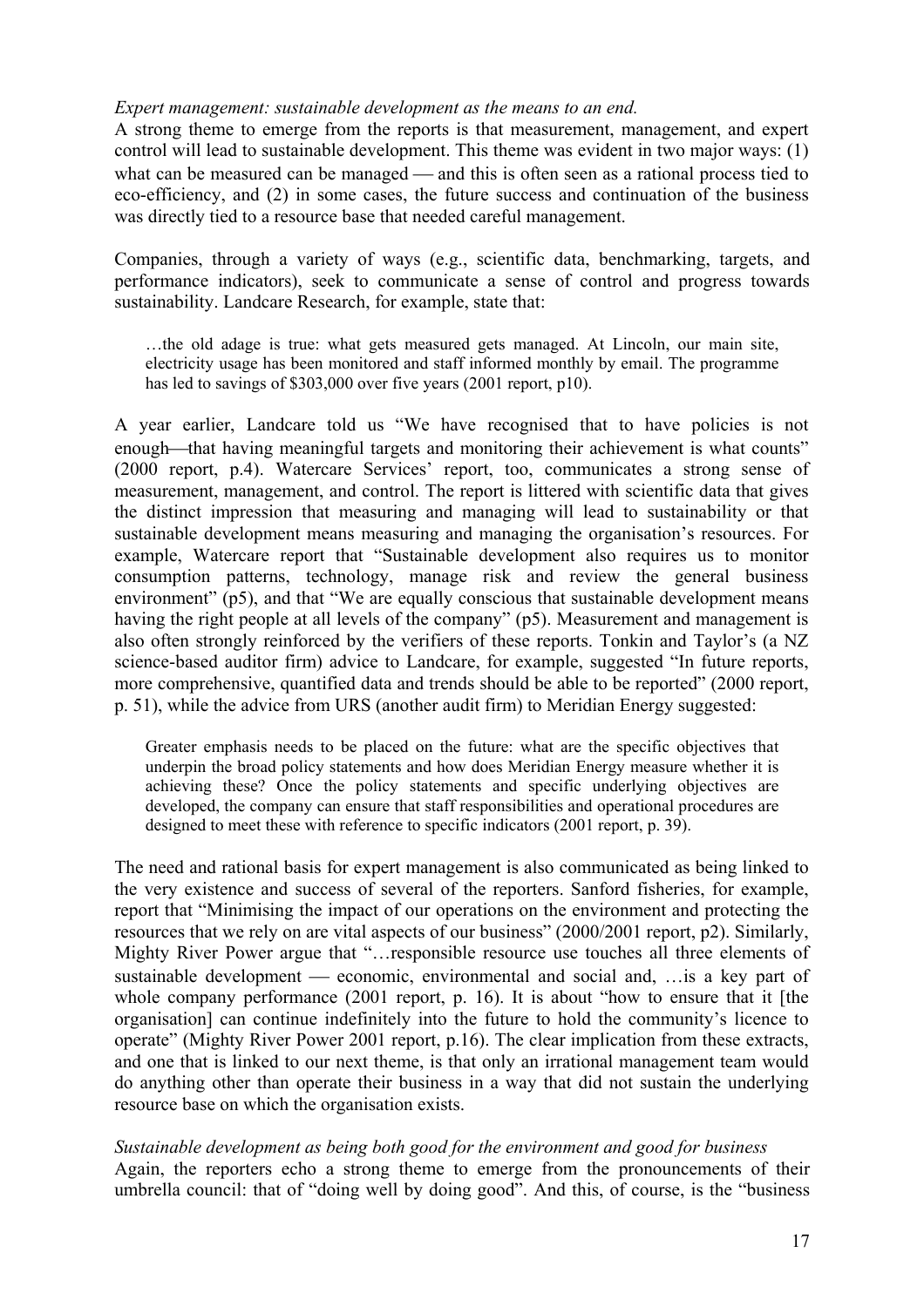*Expert management: sustainable development as the means to an end.*

A strong theme to emerge from the reports is that measurement, management, and expert control will lead to sustainable development. This theme was evident in two major ways: (1) what can be measured can be managed — and this is often seen as a rational process tied to eco-efficiency, and (2) in some cases, the future success and continuation of the business was directly tied to a resource base that needed careful management.

Companies, through a variety of ways (e.g., scientific data, benchmarking, targets, and performance indicators), seek to communicate a sense of control and progress towards sustainability. Landcare Research, for example, state that:

> …the old adage is true: what gets measured gets managed. At Lincoln, our main site, electricity usage has been monitored and staff informed monthly by email. The programme has led to savings of $303,000 over five years (2001 report, p10).

A year earlier, Landcare told us "We have recognised that to have policies is not enough—that having meaningful targets and monitoring their achievement is what counts" (2000 report, p.4). Watercare Services' report, too, communicates a strong sense of measurement, management, and control. The report is littered with scientific data that gives the distinct impression that measuring and managing will lead to sustainability or that sustainable development means measuring and managing the organisation's resources. For example, Watercare report that "Sustainable development also requires us to monitor consumption patterns, technology, manage risk and review the general business environment" (p5), and that "We are equally conscious that sustainable development means having the right people at all levels of the company" (p5). Measurement and management is also often strongly reinforced by the verifiers of these reports. Tonkin and Taylor's (a NZ science-based auditor firm) advice to Landcare, for example, suggested "In future reports, more comprehensive, quantified data and trends should be able to be reported" (2000 report, p. 51), while the advice from URS (another audit firm) to Meridian Energy suggested:

> Greater emphasis needs to be placed on the future: what are the specific objectives that underpin the broad policy statements and how does Meridian Energy measure whether it is achieving these? Once the policy statements and specific underlying objectives are developed, the company can ensure that staff responsibilities and operational procedures are designed to meet these with reference to specific indicators (2001 report, p. 39).

The need and rational basis for expert management is also communicated as being linked to the very existence and success of several of the reporters. Sanford fisheries, for example, report that "Minimising the impact of our operations on the environment and protecting the resources that we rely on are vital aspects of our business" (2000/2001 report, p2). Similarly, Mighty River Power argue that "…responsible resource use touches all three elements of sustainable development — economic, environmental and social and, …is a key part of whole company performance (2001 report, p. 16). It is about "how to ensure that it [the organisation] can continue indefinitely into the future to hold the community's licence to operate" (Mighty River Power 2001 report, p.16). The clear implication from these extracts, and one that is linked to our next theme, is that only an irrational management team would do anything other than operate their business in a way that did not sustain the underlying resource base on which the organisation exists.

*Sustainable development as being both good for the environment and good for business*

Again, the reporters echo a strong theme to emerge from the pronouncements of their umbrella council: that of "doing well by doing good". And this, of course, is the "business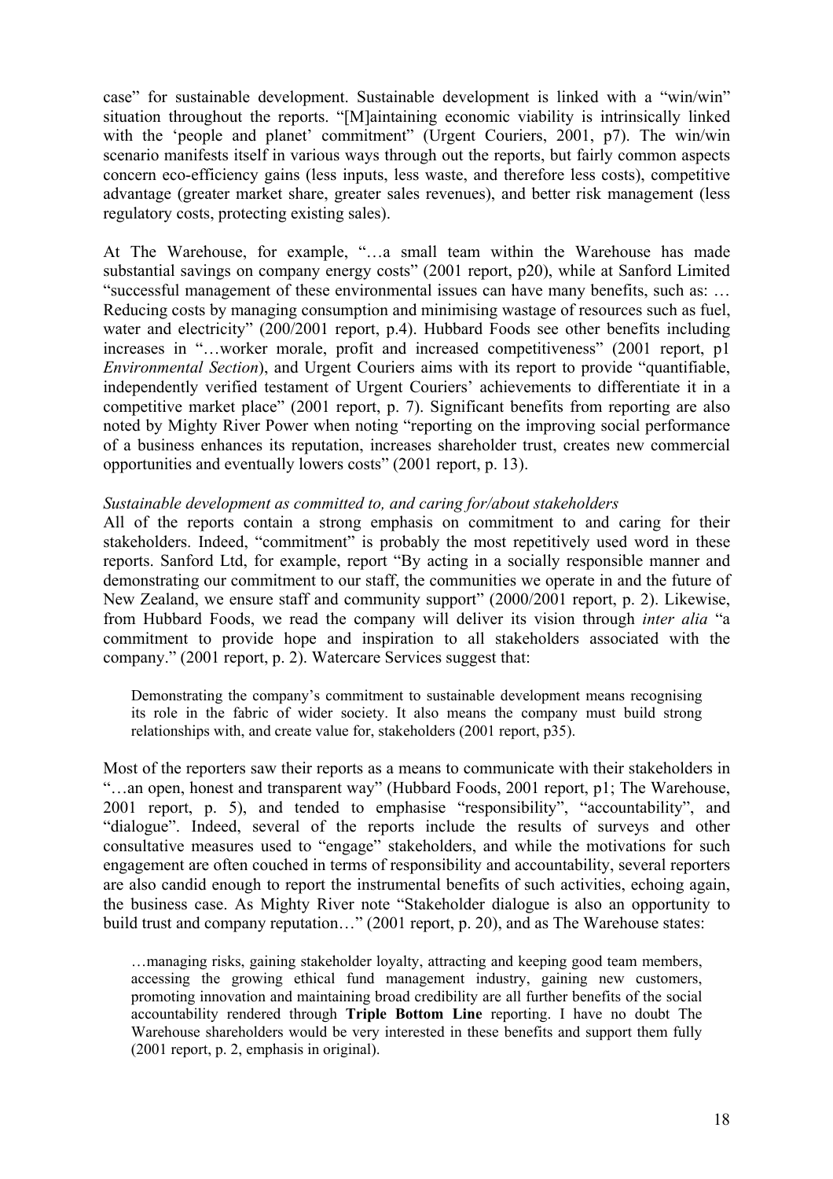case" for sustainable development. Sustainable development is linked with a "win/win" situation throughout the reports. "[M]aintaining economic viability is intrinsically linked with the 'people and planet' commitment" (Urgent Couriers, 2001, p7). The win/win scenario manifests itself in various ways through out the reports, but fairly common aspects concern eco-efficiency gains (less inputs, less waste, and therefore less costs), competitive advantage (greater market share, greater sales revenues), and better risk management (less regulatory costs, protecting existing sales).

At The Warehouse, for example, "…a small team within the Warehouse has made substantial savings on company energy costs" (2001 report, p20), while at Sanford Limited "successful management of these environmental issues can have many benefits, such as: … Reducing costs by managing consumption and minimising wastage of resources such as fuel, water and electricity" (200/2001 report, p.4). Hubbard Foods see other benefits including increases in "…worker morale, profit and increased competitiveness" (2001 report, p1 *Environmental Section*), and Urgent Couriers aims with its report to provide "quantifiable, independently verified testament of Urgent Couriers' achievements to differentiate it in a competitive market place" (2001 report, p. 7). Significant benefits from reporting are also noted by Mighty River Power when noting "reporting on the improving social performance of a business enhances its reputation, increases shareholder trust, creates new commercial opportunities and eventually lowers costs" (2001 report, p. 13).

*Sustainable development as committed to, and caring for/about stakeholders*

All of the reports contain a strong emphasis on commitment to and caring for their stakeholders. Indeed, "commitment" is probably the most repetitively used word in these reports. Sanford Ltd, for example, report "By acting in a socially responsible manner and demonstrating our commitment to our staff, the communities we operate in and the future of New Zealand, we ensure staff and community support" (2000/2001 report, p. 2). Likewise, from Hubbard Foods, we read the company will deliver its vision through *inter alia* "a commitment to provide hope and inspiration to all stakeholders associated with the company." (2001 report, p. 2). Watercare Services suggest that:

> Demonstrating the company's commitment to sustainable development means recognising its role in the fabric of wider society. It also means the company must build strong relationships with, and create value for, stakeholders (2001 report, p35).

Most of the reporters saw their reports as a means to communicate with their stakeholders in "…an open, honest and transparent way" (Hubbard Foods, 2001 report, p1; The Warehouse, 2001 report, p. 5), and tended to emphasise "responsibility", "accountability", and "dialogue". Indeed, several of the reports include the results of surveys and other consultative measures used to "engage" stakeholders, and while the motivations for such engagement are often couched in terms of responsibility and accountability, several reporters are also candid enough to report the instrumental benefits of such activities, echoing again, the business case. As Mighty River note "Stakeholder dialogue is also an opportunity to build trust and company reputation…" (2001 report, p. 20), and as The Warehouse states:

> …managing risks, gaining stakeholder loyalty, attracting and keeping good team members, accessing the growing ethical fund management industry, gaining new customers, promoting innovation and maintaining broad credibility are all further benefits of the social accountability rendered through **Triple Bottom Line** reporting. I have no doubt The Warehouse shareholders would be very interested in these benefits and support them fully (2001 report, p. 2, emphasis in original).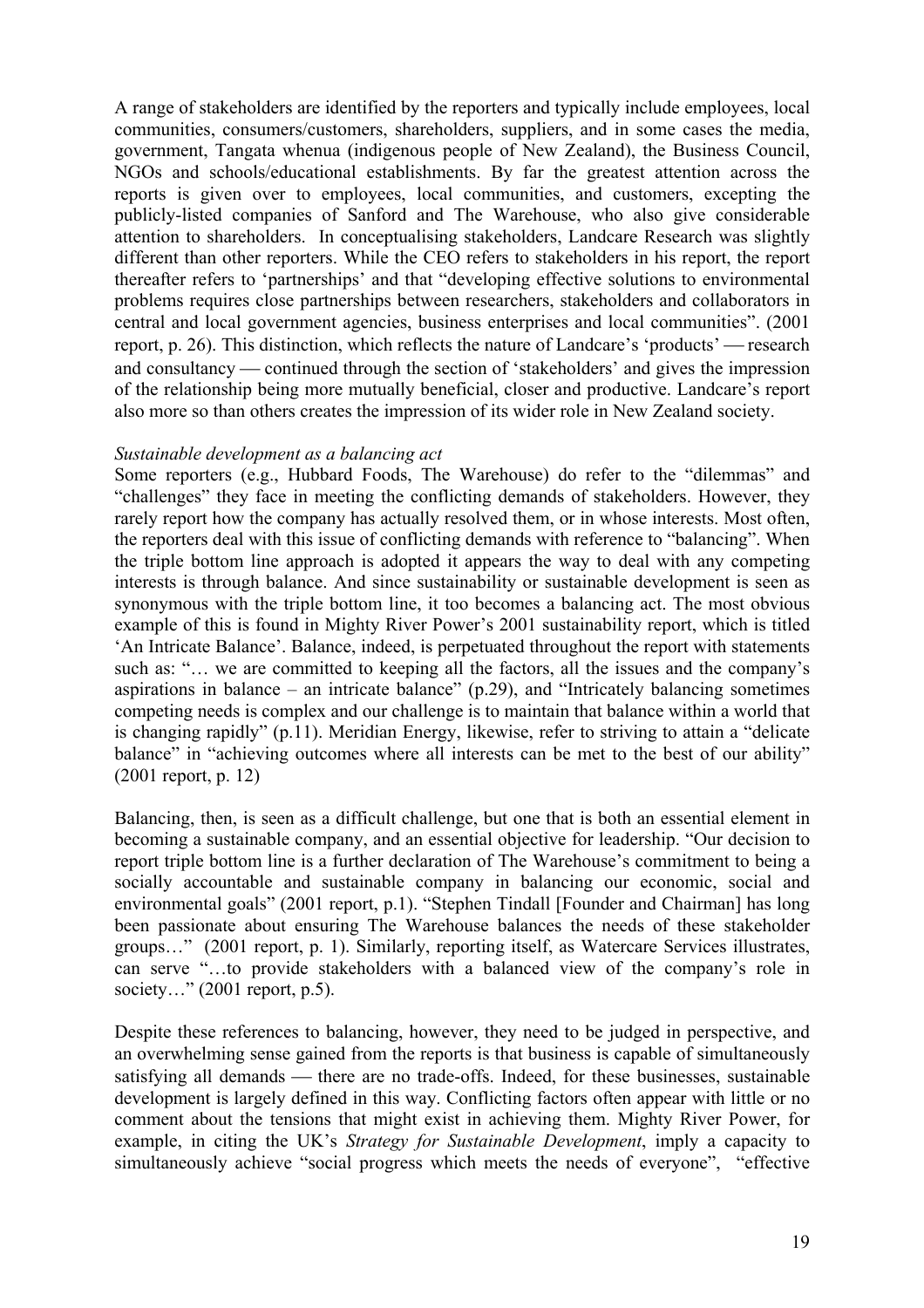A range of stakeholders are identified by the reporters and typically include employees, local communities, consumers/customers, shareholders, suppliers, and in some cases the media, government, Tangata whenua (indigenous people of New Zealand), the Business Council, NGOs and schools/educational establishments. By far the greatest attention across the reports is given over to employees, local communities, and customers, excepting the publicly-listed companies of Sanford and The Warehouse, who also give considerable attention to shareholders. In conceptualising stakeholders, Landcare Research was slightly different than other reporters. While the CEO refers to stakeholders in his report, the report thereafter refers to 'partnerships' and that "developing effective solutions to environmental problems requires close partnerships between researchers, stakeholders and collaborators in central and local government agencies, business enterprises and local communities". (2001 report, p. 26). This distinction, which reflects the nature of Landcare's 'products' — research and consultancy — continued through the section of 'stakeholders' and gives the impression of the relationship being more mutually beneficial, closer and productive. Landcare's report also more so than others creates the impression of its wider role in New Zealand society.

*Sustainable development as a balancing act*

Some reporters (e.g., Hubbard Foods, The Warehouse) do refer to the "dilemmas" and "challenges" they face in meeting the conflicting demands of stakeholders. However, they rarely report how the company has actually resolved them, or in whose interests. Most often, the reporters deal with this issue of conflicting demands with reference to "balancing". When the triple bottom line approach is adopted it appears the way to deal with any competing interests is through balance. And since sustainability or sustainable development is seen as synonymous with the triple bottom line, it too becomes a balancing act. The most obvious example of this is found in Mighty River Power's 2001 sustainability report, which is titled 'An Intricate Balance'. Balance, indeed, is perpetuated throughout the report with statements such as: "… we are committed to keeping all the factors, all the issues and the company's aspirations in balance – an intricate balance" (p.29), and "Intricately balancing sometimes competing needs is complex and our challenge is to maintain that balance within a world that is changing rapidly" (p.11). Meridian Energy, likewise, refer to striving to attain a "delicate balance" in "achieving outcomes where all interests can be met to the best of our ability" (2001 report, p. 12)

Balancing, then, is seen as a difficult challenge, but one that is both an essential element in becoming a sustainable company, and an essential objective for leadership. "Our decision to report triple bottom line is a further declaration of The Warehouse's commitment to being a socially accountable and sustainable company in balancing our economic, social and environmental goals" (2001 report, p.1). "Stephen Tindall [Founder and Chairman] has long been passionate about ensuring The Warehouse balances the needs of these stakeholder groups…" (2001 report, p. 1). Similarly, reporting itself, as Watercare Services illustrates, can serve "…to provide stakeholders with a balanced view of the company's role in society…" (2001 report, p.5).

Despite these references to balancing, however, they need to be judged in perspective, and an overwhelming sense gained from the reports is that business is capable of simultaneously satisfying all demands — there are no trade-offs. Indeed, for these businesses, sustainable development is largely defined in this way. Conflicting factors often appear with little or no comment about the tensions that might exist in achieving them. Mighty River Power, for example, in citing the UK's *Strategy for Sustainable Development*, imply a capacity to simultaneously achieve "social progress which meets the needs of everyone", "effective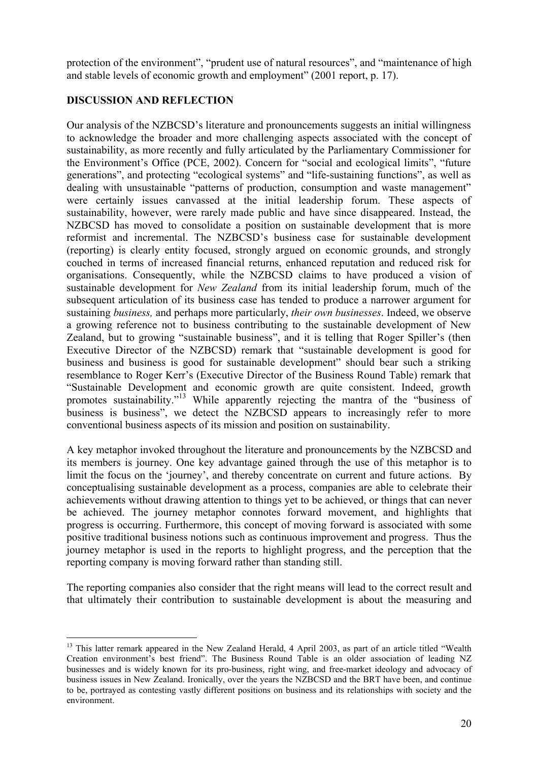protection of the environment", "prudent use of natural resources", and "maintenance of high and stable levels of economic growth and employment" (2001 report, p. 17).

## DISCUSSION AND REFLECTION

Our analysis of the NZBCSD's literature and pronouncements suggests an initial willingness to acknowledge the broader and more challenging aspects associated with the concept of sustainability, as more recently and fully articulated by the Parliamentary Commissioner for the Environment's Office (PCE, 2002). Concern for "social and ecological limits", "future generations", and protecting "ecological systems" and "life-sustaining functions", as well as dealing with unsustainable "patterns of production, consumption and waste management" were certainly issues canvassed at the initial leadership forum. These aspects of sustainability, however, were rarely made public and have since disappeared. Instead, the NZBCSD has moved to consolidate a position on sustainable development that is more reformist and incremental. The NZBCSD's business case for sustainable development (reporting) is clearly entity focused, strongly argued on economic grounds, and strongly couched in terms of increased financial returns, enhanced reputation and reduced risk for organisations. Consequently, while the NZBCSD claims to have produced a vision of sustainable development for *New Zealand* from its initial leadership forum, much of the subsequent articulation of its business case has tended to produce a narrower argument for sustaining *business,* and perhaps more particularly, *their own businesses*. Indeed, we observe a growing reference not to business contributing to the sustainable development of New Zealand, but to growing "sustainable business", and it is telling that Roger Spiller's (then Executive Director of the NZBCSD) remark that "sustainable development is good for business and business is good for sustainable development" should bear such a striking resemblance to Roger Kerr's (Executive Director of the Business Round Table) remark that "Sustainable Development and economic growth are quite consistent. Indeed, growth promotes sustainability."[13] While apparently rejecting the mantra of the "business of business is business", we detect the NZBCSD appears to increasingly refer to more conventional business aspects of its mission and position on sustainability.

A key metaphor invoked throughout the literature and pronouncements by the NZBCSD and its members is journey. One key advantage gained through the use of this metaphor is to limit the focus on the 'journey', and thereby concentrate on current and future actions. By conceptualising sustainable development as a process, companies are able to celebrate their achievements without drawing attention to things yet to be achieved, or things that can never be achieved. The journey metaphor connotes forward movement, and highlights that progress is occurring. Furthermore, this concept of moving forward is associated with some positive traditional business notions such as continuous improvement and progress. Thus the journey metaphor is used in the reports to highlight progress, and the perception that the reporting company is moving forward rather than standing still.

The reporting companies also consider that the right means will lead to the correct result and that ultimately their contribution to sustainable development is about the measuring and

---

[13] This latter remark appeared in the New Zealand Herald, 4 April 2003, as part of an article titled "Wealth Creation environment's best friend". The Business Round Table is an older association of leading NZ businesses and is widely known for its pro-business, right wing, and free-market ideology and advocacy of business issues in New Zealand. Ironically, over the years the NZBCSD and the BRT have been, and continue to be, portrayed as contesting vastly different positions on business and its relationships with society and the environment.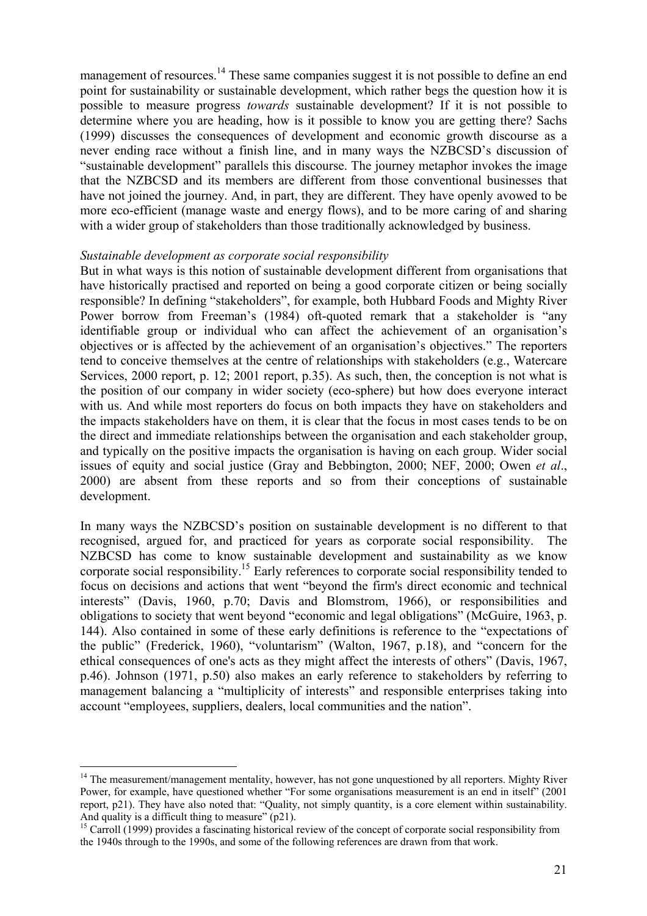management of resources.[14] These same companies suggest it is not possible to define an end point for sustainability or sustainable development, which rather begs the question how it is possible to measure progress *towards* sustainable development? If it is not possible to determine where you are heading, how is it possible to know you are getting there? Sachs (1999) discusses the consequences of development and economic growth discourse as a never ending race without a finish line, and in many ways the NZBCSD's discussion of "sustainable development" parallels this discourse. The journey metaphor invokes the image that the NZBCSD and its members are different from those conventional businesses that have not joined the journey. And, in part, they are different. They have openly avowed to be more eco-efficient (manage waste and energy flows), and to be more caring of and sharing with a wider group of stakeholders than those traditionally acknowledged by business.

*Sustainable development as corporate social responsibility*

But in what ways is this notion of sustainable development different from organisations that have historically practised and reported on being a good corporate citizen or being socially responsible? In defining "stakeholders", for example, both Hubbard Foods and Mighty River Power borrow from Freeman's (1984) oft-quoted remark that a stakeholder is "any identifiable group or individual who can affect the achievement of an organisation's objectives or is affected by the achievement of an organisation's objectives." The reporters tend to conceive themselves at the centre of relationships with stakeholders (e.g., Watercare Services, 2000 report, p. 12; 2001 report, p.35). As such, then, the conception is not what is the position of our company in wider society (eco-sphere) but how does everyone interact with us. And while most reporters do focus on both impacts they have on stakeholders and the impacts stakeholders have on them, it is clear that the focus in most cases tends to be on the direct and immediate relationships between the organisation and each stakeholder group, and typically on the positive impacts the organisation is having on each group. Wider social issues of equity and social justice (Gray and Bebbington, 2000; NEF, 2000; Owen *et al*., 2000) are absent from these reports and so from their conceptions of sustainable development.

In many ways the NZBCSD's position on sustainable development is no different to that recognised, argued for, and practiced for years as corporate social responsibility. The NZBCSD has come to know sustainable development and sustainability as we know corporate social responsibility.[15] Early references to corporate social responsibility tended to focus on decisions and actions that went "beyond the firm's direct economic and technical interests" (Davis, 1960, p.70; Davis and Blomstrom, 1966), or responsibilities and obligations to society that went beyond "economic and legal obligations" (McGuire, 1963, p. 144). Also contained in some of these early definitions is reference to the "expectations of the public" (Frederick, 1960), "voluntarism" (Walton, 1967, p.18), and "concern for the ethical consequences of one's acts as they might affect the interests of others" (Davis, 1967, p.46). Johnson (1971, p.50) also makes an early reference to stakeholders by referring to management balancing a "multiplicity of interests" and responsible enterprises taking into account "employees, suppliers, dealers, local communities and the nation".

---

[14] The measurement/management mentality, however, has not gone unquestioned by all reporters. Mighty River Power, for example, have questioned whether "For some organisations measurement is an end in itself" (2001 report, p21). They have also noted that: "Quality, not simply quantity, is a core element within sustainability. And quality is a difficult thing to measure" (p21).

[15] Carroll (1999) provides a fascinating historical review of the concept of corporate social responsibility from the 1940s through to the 1990s, and some of the following references are drawn from that work.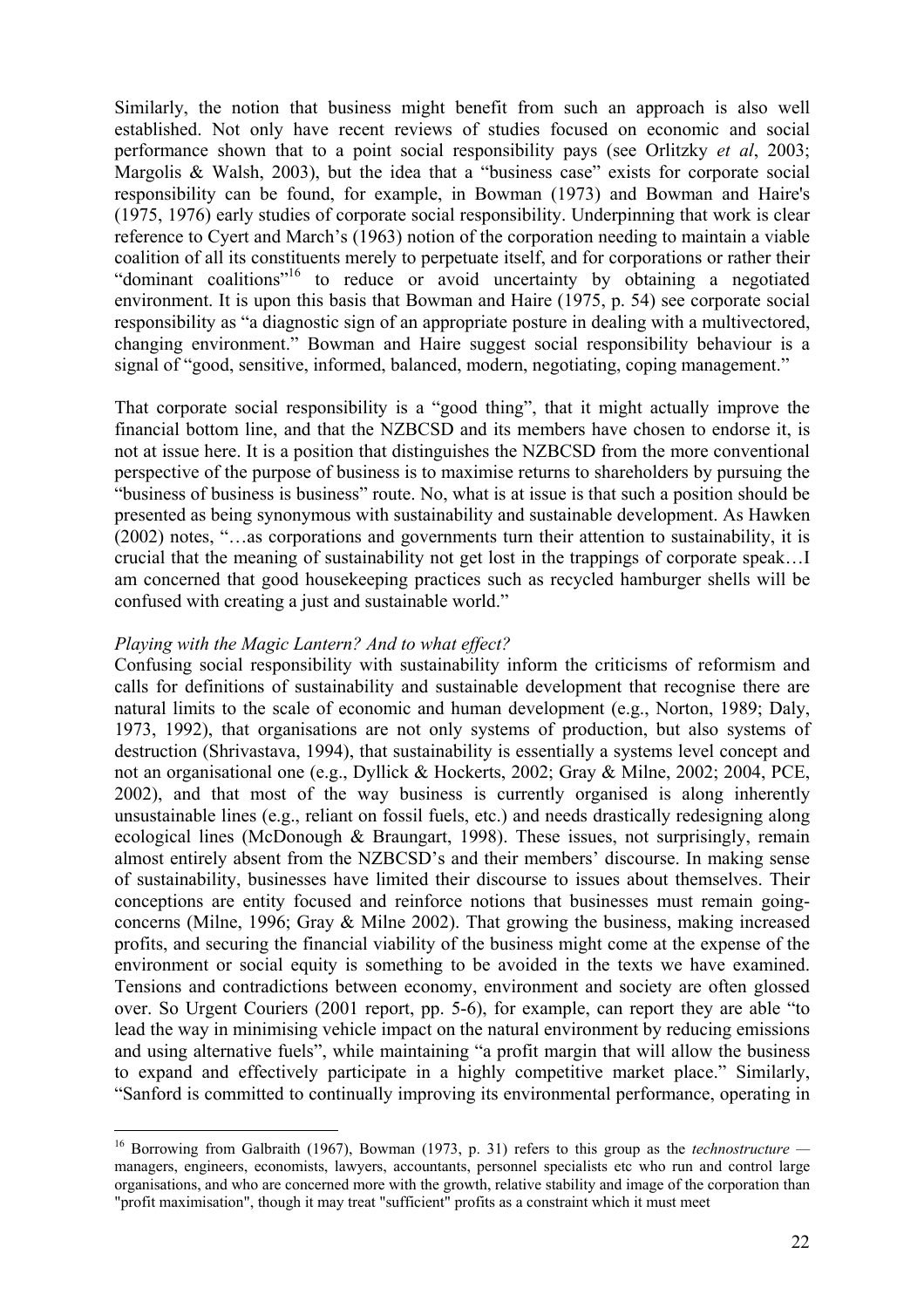Similarly, the notion that business might benefit from such an approach is also well established. Not only have recent reviews of studies focused on economic and social performance shown that to a point social responsibility pays (see Orlitzky *et al*, 2003; Margolis & Walsh, 2003), but the idea that a "business case" exists for corporate social responsibility can be found, for example, in Bowman (1973) and Bowman and Haire's (1975, 1976) early studies of corporate social responsibility. Underpinning that work is clear reference to Cyert and March's (1963) notion of the corporation needing to maintain a viable coalition of all its constituents merely to perpetuate itself, and for corporations or rather their "dominant coalitions"[16] to reduce or avoid uncertainty by obtaining a negotiated environment. It is upon this basis that Bowman and Haire (1975, p. 54) see corporate social responsibility as "a diagnostic sign of an appropriate posture in dealing with a multivectored, changing environment." Bowman and Haire suggest social responsibility behaviour is a signal of "good, sensitive, informed, balanced, modern, negotiating, coping management."

That corporate social responsibility is a "good thing", that it might actually improve the financial bottom line, and that the NZBCSD and its members have chosen to endorse it, is not at issue here. It is a position that distinguishes the NZBCSD from the more conventional perspective of the purpose of business is to maximise returns to shareholders by pursuing the "business of business is business" route. No, what is at issue is that such a position should be presented as being synonymous with sustainability and sustainable development. As Hawken (2002) notes, "…as corporations and governments turn their attention to sustainability, it is crucial that the meaning of sustainability not get lost in the trappings of corporate speak…I am concerned that good housekeeping practices such as recycled hamburger shells will be confused with creating a just and sustainable world."

*Playing with the Magic Lantern? And to what effect?*

Confusing social responsibility with sustainability inform the criticisms of reformism and calls for definitions of sustainability and sustainable development that recognise there are natural limits to the scale of economic and human development (e.g., Norton, 1989; Daly, 1973, 1992), that organisations are not only systems of production, but also systems of destruction (Shrivastava, 1994), that sustainability is essentially a systems level concept and not an organisational one (e.g., Dyllick & Hockerts, 2002; Gray & Milne, 2002; 2004, PCE, 2002), and that most of the way business is currently organised is along inherently unsustainable lines (e.g., reliant on fossil fuels, etc.) and needs drastically redesigning along ecological lines (McDonough & Braungart, 1998). These issues, not surprisingly, remain almost entirely absent from the NZBCSD's and their members' discourse. In making sense of sustainability, businesses have limited their discourse to issues about themselves. Their conceptions are entity focused and reinforce notions that businesses must remain going-concerns (Milne, 1996; Gray & Milne 2002). That growing the business, making increased profits, and securing the financial viability of the business might come at the expense of the environment or social equity is something to be avoided in the texts we have examined. Tensions and contradictions between economy, environment and society are often glossed over. So Urgent Couriers (2001 report, pp. 5-6), for example, can report they are able "to lead the way in minimising vehicle impact on the natural environment by reducing emissions and using alternative fuels", while maintaining "a profit margin that will allow the business to expand and effectively participate in a highly competitive market place." Similarly, "Sanford is committed to continually improving its environmental performance, operating in

---

[16] Borrowing from Galbraith (1967), Bowman (1973, p. 31) refers to this group as the *technostructure* — managers, engineers, economists, lawyers, accountants, personnel specialists etc who run and control large organisations, and who are concerned more with the growth, relative stability and image of the corporation than "profit maximisation", though it may treat "sufficient" profits as a constraint which it must meet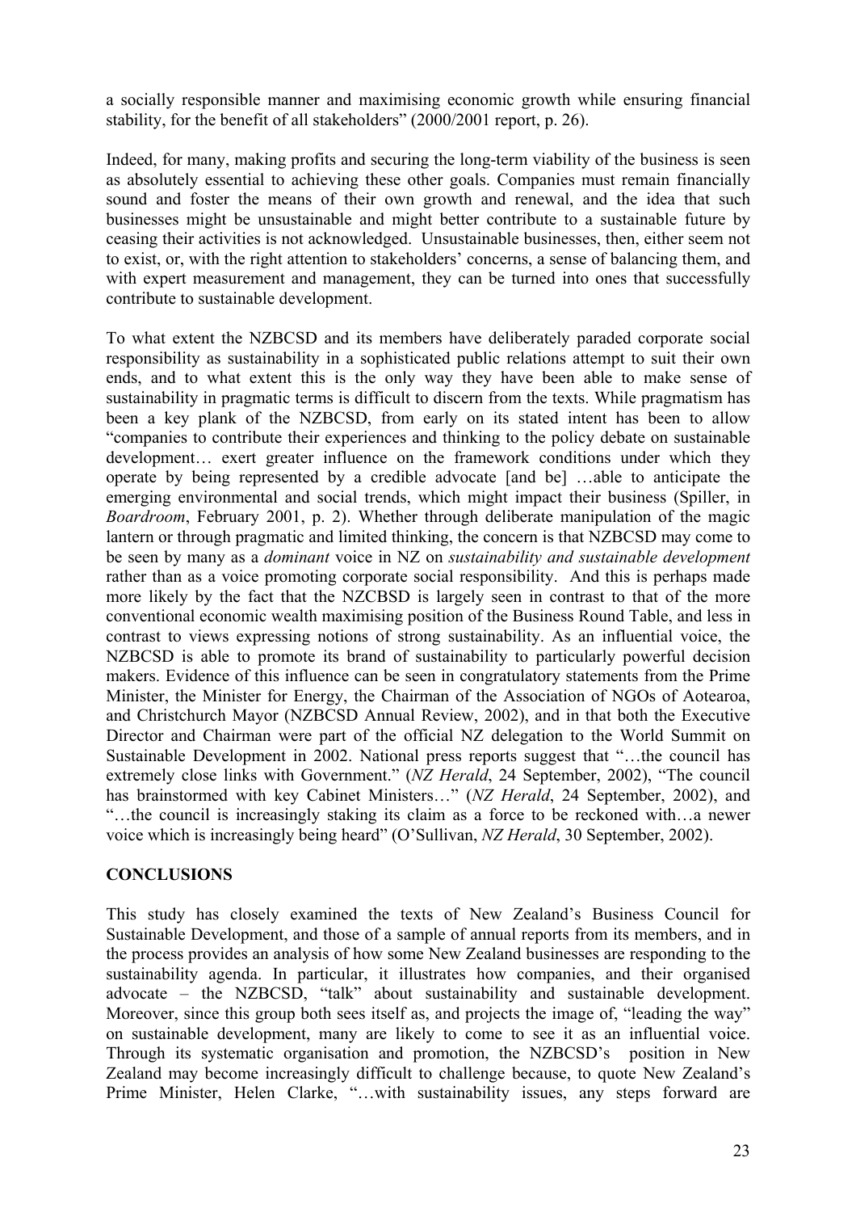a socially responsible manner and maximising economic growth while ensuring financial stability, for the benefit of all stakeholders" (2000/2001 report, p. 26).

Indeed, for many, making profits and securing the long-term viability of the business is seen as absolutely essential to achieving these other goals. Companies must remain financially sound and foster the means of their own growth and renewal, and the idea that such businesses might be unsustainable and might better contribute to a sustainable future by ceasing their activities is not acknowledged. Unsustainable businesses, then, either seem not to exist, or, with the right attention to stakeholders' concerns, a sense of balancing them, and with expert measurement and management, they can be turned into ones that successfully contribute to sustainable development.

To what extent the NZBCSD and its members have deliberately paraded corporate social responsibility as sustainability in a sophisticated public relations attempt to suit their own ends, and to what extent this is the only way they have been able to make sense of sustainability in pragmatic terms is difficult to discern from the texts. While pragmatism has been a key plank of the NZBCSD, from early on its stated intent has been to allow "companies to contribute their experiences and thinking to the policy debate on sustainable development… exert greater influence on the framework conditions under which they operate by being represented by a credible advocate [and be] …able to anticipate the emerging environmental and social trends, which might impact their business (Spiller, in *Boardroom*, February 2001, p. 2). Whether through deliberate manipulation of the magic lantern or through pragmatic and limited thinking, the concern is that NZBCSD may come to be seen by many as a *dominant* voice in NZ on *sustainability and sustainable development* rather than as a voice promoting corporate social responsibility. And this is perhaps made more likely by the fact that the NZCBSD is largely seen in contrast to that of the more conventional economic wealth maximising position of the Business Round Table, and less in contrast to views expressing notions of strong sustainability. As an influential voice, the NZBCSD is able to promote its brand of sustainability to particularly powerful decision makers. Evidence of this influence can be seen in congratulatory statements from the Prime Minister, the Minister for Energy, the Chairman of the Association of NGOs of Aotearoa, and Christchurch Mayor (NZBCSD Annual Review, 2002), and in that both the Executive Director and Chairman were part of the official NZ delegation to the World Summit on Sustainable Development in 2002. National press reports suggest that "…the council has extremely close links with Government." (*NZ Herald*, 24 September, 2002), "The council has brainstormed with key Cabinet Ministers…" (*NZ Herald*, 24 September, 2002), and "…the council is increasingly staking its claim as a force to be reckoned with…a newer voice which is increasingly being heard" (O'Sullivan, *NZ Herald*, 30 September, 2002).

## CONCLUSIONS

This study has closely examined the texts of New Zealand's Business Council for Sustainable Development, and those of a sample of annual reports from its members, and in the process provides an analysis of how some New Zealand businesses are responding to the sustainability agenda. In particular, it illustrates how companies, and their organised advocate – the NZBCSD, "talk" about sustainability and sustainable development. Moreover, since this group both sees itself as, and projects the image of, "leading the way" on sustainable development, many are likely to come to see it as an influential voice. Through its systematic organisation and promotion, the NZBCSD's position in New Zealand may become increasingly difficult to challenge because, to quote New Zealand's Prime Minister, Helen Clarke, "…with sustainability issues, any steps forward are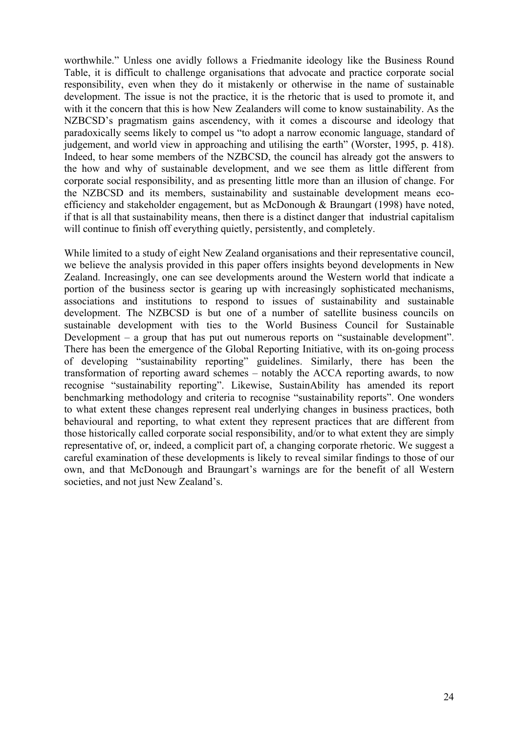worthwhile." Unless one avidly follows a Friedmanite ideology like the Business Round Table, it is difficult to challenge organisations that advocate and practice corporate social responsibility, even when they do it mistakenly or otherwise in the name of sustainable development. The issue is not the practice, it is the rhetoric that is used to promote it, and with it the concern that this is how New Zealanders will come to know sustainability. As the NZBCSD's pragmatism gains ascendency, with it comes a discourse and ideology that paradoxically seems likely to compel us "to adopt a narrow economic language, standard of judgement, and world view in approaching and utilising the earth" (Worster, 1995, p. 418). Indeed, to hear some members of the NZBCSD, the council has already got the answers to the how and why of sustainable development, and we see them as little different from corporate social responsibility, and as presenting little more than an illusion of change. For the NZBCSD and its members, sustainability and sustainable development means eco-efficiency and stakeholder engagement, but as McDonough & Braungart (1998) have noted, if that is all that sustainability means, then there is a distinct danger that industrial capitalism will continue to finish off everything quietly, persistently, and completely.

While limited to a study of eight New Zealand organisations and their representative council, we believe the analysis provided in this paper offers insights beyond developments in New Zealand. Increasingly, one can see developments around the Western world that indicate a portion of the business sector is gearing up with increasingly sophisticated mechanisms, associations and institutions to respond to issues of sustainability and sustainable development. The NZBCSD is but one of a number of satellite business councils on sustainable development with ties to the World Business Council for Sustainable Development – a group that has put out numerous reports on "sustainable development". There has been the emergence of the Global Reporting Initiative, with its on-going process of developing "sustainability reporting" guidelines. Similarly, there has been the transformation of reporting award schemes – notably the ACCA reporting awards, to now recognise "sustainability reporting". Likewise, SustainAbility has amended its report benchmarking methodology and criteria to recognise "sustainability reports". One wonders to what extent these changes represent real underlying changes in business practices, both behavioural and reporting, to what extent they represent practices that are different from those historically called corporate social responsibility, and/or to what extent they are simply representative of, or, indeed, a complicit part of, a changing corporate rhetoric. We suggest a careful examination of these developments is likely to reveal similar findings to those of our own, and that McDonough and Braungart's warnings are for the benefit of all Western societies, and not just New Zealand's.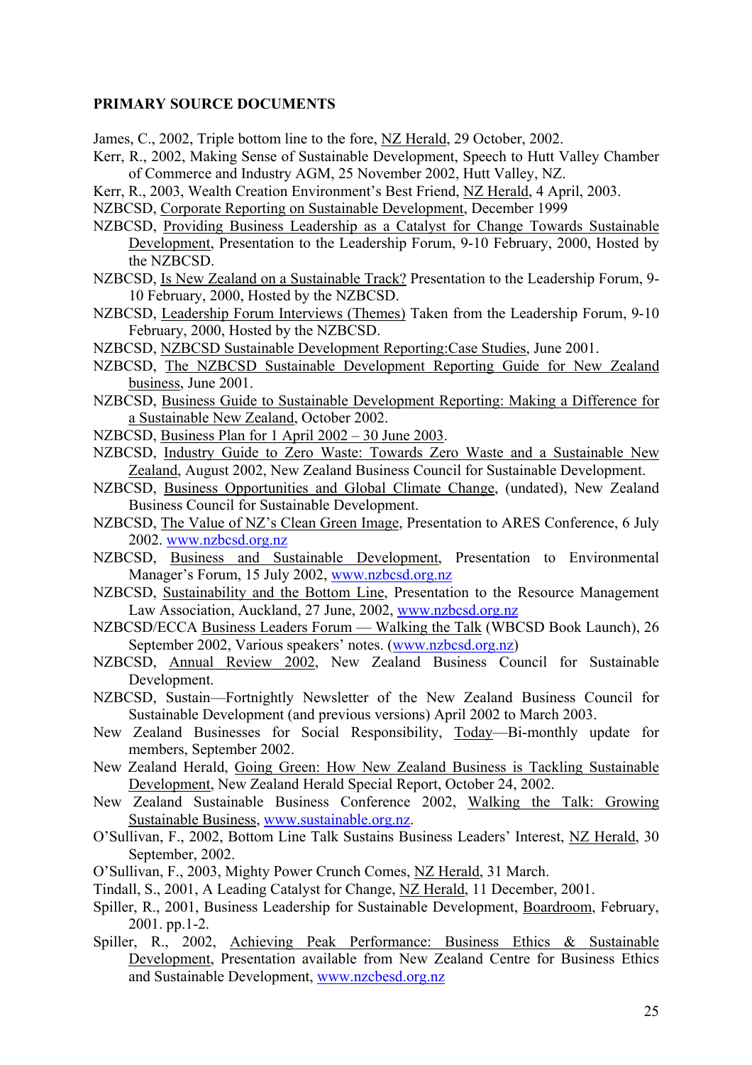**PRIMARY SOURCE DOCUMENTS**

James, C., 2002, Triple bottom line to the fore, NZ Herald, 29 October, 2002.

Kerr, R., 2002, Making Sense of Sustainable Development, Speech to Hutt Valley Chamber of Commerce and Industry AGM, 25 November 2002, Hutt Valley, NZ.

Kerr, R., 2003, Wealth Creation Environment's Best Friend, NZ Herald, 4 April, 2003.

NZBCSD, Corporate Reporting on Sustainable Development, December 1999

NZBCSD, Providing Business Leadership as a Catalyst for Change Towards Sustainable Development, Presentation to the Leadership Forum, 9-10 February, 2000, Hosted by the NZBCSD.

NZBCSD, Is New Zealand on a Sustainable Track? Presentation to the Leadership Forum, 9-10 February, 2000, Hosted by the NZBCSD.

NZBCSD, Leadership Forum Interviews (Themes) Taken from the Leadership Forum, 9-10 February, 2000, Hosted by the NZBCSD.

NZBCSD, NZBCSD Sustainable Development Reporting:Case Studies, June 2001.

NZBCSD, The NZBCSD Sustainable Development Reporting Guide for New Zealand business, June 2001.

NZBCSD, Business Guide to Sustainable Development Reporting: Making a Difference for a Sustainable New Zealand, October 2002.

NZBCSD, Business Plan for 1 April 2002 – 30 June 2003.

NZBCSD, Industry Guide to Zero Waste: Towards Zero Waste and a Sustainable New Zealand, August 2002, New Zealand Business Council for Sustainable Development.

NZBCSD, Business Opportunities and Global Climate Change, (undated), New Zealand Business Council for Sustainable Development.

NZBCSD, The Value of NZ's Clean Green Image, Presentation to ARES Conference, 6 July 2002. www.nzbcsd.org.nz

NZBCSD, Business and Sustainable Development, Presentation to Environmental Manager's Forum, 15 July 2002, www.nzbcsd.org.nz

NZBCSD, Sustainability and the Bottom Line, Presentation to the Resource Management Law Association, Auckland, 27 June, 2002, www.nzbcsd.org.nz

NZBCSD/ECCA Business Leaders Forum — Walking the Talk (WBCSD Book Launch), 26 September 2002, Various speakers' notes. (www.nzbcsd.org.nz)

NZBCSD, Annual Review 2002, New Zealand Business Council for Sustainable Development.

NZBCSD, Sustain—Fortnightly Newsletter of the New Zealand Business Council for Sustainable Development (and previous versions) April 2002 to March 2003.

New Zealand Businesses for Social Responsibility, Today—Bi-monthly update for members, September 2002.

New Zealand Herald, Going Green: How New Zealand Business is Tackling Sustainable Development, New Zealand Herald Special Report, October 24, 2002.

New Zealand Sustainable Business Conference 2002, Walking the Talk: Growing Sustainable Business, www.sustainable.org.nz.

O'Sullivan, F., 2002, Bottom Line Talk Sustains Business Leaders' Interest, NZ Herald, 30 September, 2002.

O'Sullivan, F., 2003, Mighty Power Crunch Comes, NZ Herald, 31 March.

Tindall, S., 2001, A Leading Catalyst for Change, NZ Herald, 11 December, 2001.

Spiller, R., 2001, Business Leadership for Sustainable Development, Boardroom, February, 2001. pp.1-2.

Spiller, R., 2002, Achieving Peak Performance: Business Ethics & Sustainable Development, Presentation available from New Zealand Centre for Business Ethics and Sustainable Development, www.nzcbesd.org.nz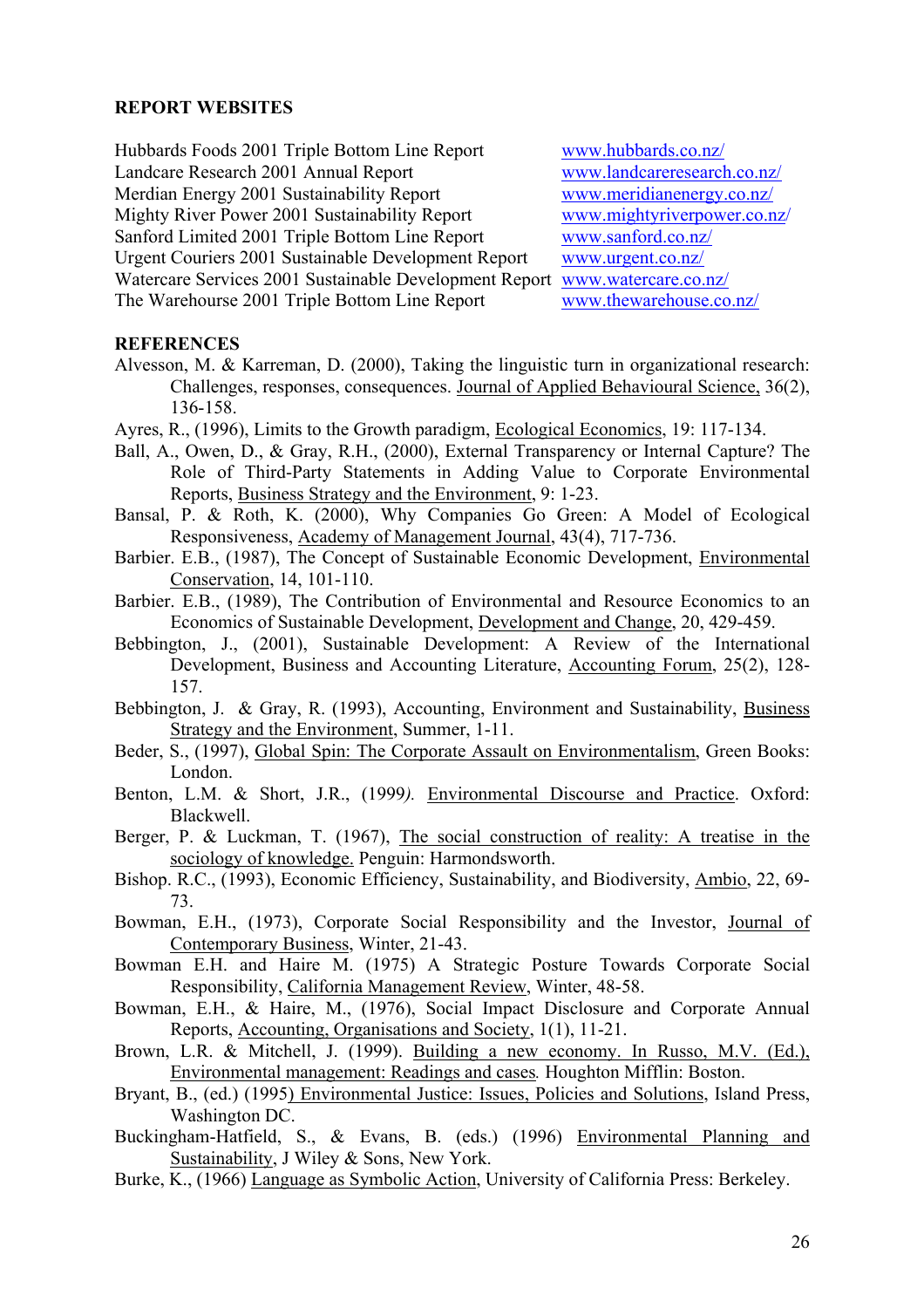## REPORT WEBSITES

| | |
|---|---|
| Hubbards Foods 2001 Triple Bottom Line Report | www.hubbards.co.nz/ |
| Landcare Research 2001 Annual Report | www.landcareresearch.co.nz/ |
| Merdian Energy 2001 Sustainability Report | www.meridianenergy.co.nz/ |
| Mighty River Power 2001 Sustainability Report | www.mightyriverpower.co.nz/ |
| Sanford Limited 2001 Triple Bottom Line Report | www.sanford.co.nz/ |
| Urgent Couriers 2001 Sustainable Development Report | www.urgent.co.nz/ |
| Watercare Services 2001 Sustainable Development Report | www.watercare.co.nz/ |
| The Warehourse 2001 Triple Bottom Line Report | www.thewarehouse.co.nz/ |

## REFERENCES

Alvesson, M. & Karreman, D. (2000), Taking the linguistic turn in organizational research: Challenges, responses, consequences. Journal of Applied Behavioural Science, 36(2), 136-158.

Ayres, R., (1996), Limits to the Growth paradigm, Ecological Economics, 19: 117-134.

Ball, A., Owen, D., & Gray, R.H., (2000), External Transparency or Internal Capture? The Role of Third-Party Statements in Adding Value to Corporate Environmental Reports, Business Strategy and the Environment, 9: 1-23.

Bansal, P. & Roth, K. (2000), Why Companies Go Green: A Model of Ecological Responsiveness, Academy of Management Journal, 43(4), 717-736.

Barbier. E.B., (1987), The Concept of Sustainable Economic Development, Environmental Conservation, 14, 101-110.

Barbier. E.B., (1989), The Contribution of Environmental and Resource Economics to an Economics of Sustainable Development, Development and Change, 20, 429-459.

Bebbington, J., (2001), Sustainable Development: A Review of the International Development, Business and Accounting Literature, Accounting Forum, 25(2), 128-157.

Bebbington, J. & Gray, R. (1993), Accounting, Environment and Sustainability, Business Strategy and the Environment, Summer, 1-11.

Beder, S., (1997), Global Spin: The Corporate Assault on Environmentalism, Green Books: London.

Benton, L.M. & Short, J.R., (1999). Environmental Discourse and Practice. Oxford: Blackwell.

Berger, P. & Luckman, T. (1967), The social construction of reality: A treatise in the sociology of knowledge. Penguin: Harmondsworth.

Bishop. R.C., (1993), Economic Efficiency, Sustainability, and Biodiversity, Ambio, 22, 69-73.

Bowman, E.H., (1973), Corporate Social Responsibility and the Investor, Journal of Contemporary Business, Winter, 21-43.

Bowman E.H. and Haire M. (1975) A Strategic Posture Towards Corporate Social Responsibility, California Management Review, Winter, 48-58.

Bowman, E.H., & Haire, M., (1976), Social Impact Disclosure and Corporate Annual Reports, Accounting, Organisations and Society, 1(1), 11-21.

Brown, L.R. & Mitchell, J. (1999). Building a new economy. In Russo, M.V. (Ed.), Environmental management: Readings and cases. Houghton Mifflin: Boston.

Bryant, B., (ed.) (1995) Environmental Justice: Issues, Policies and Solutions, Island Press, Washington DC.

Buckingham-Hatfield, S., & Evans, B. (eds.) (1996) Environmental Planning and Sustainability, J Wiley & Sons, New York.

Burke, K., (1966) Language as Symbolic Action, University of California Press: Berkeley.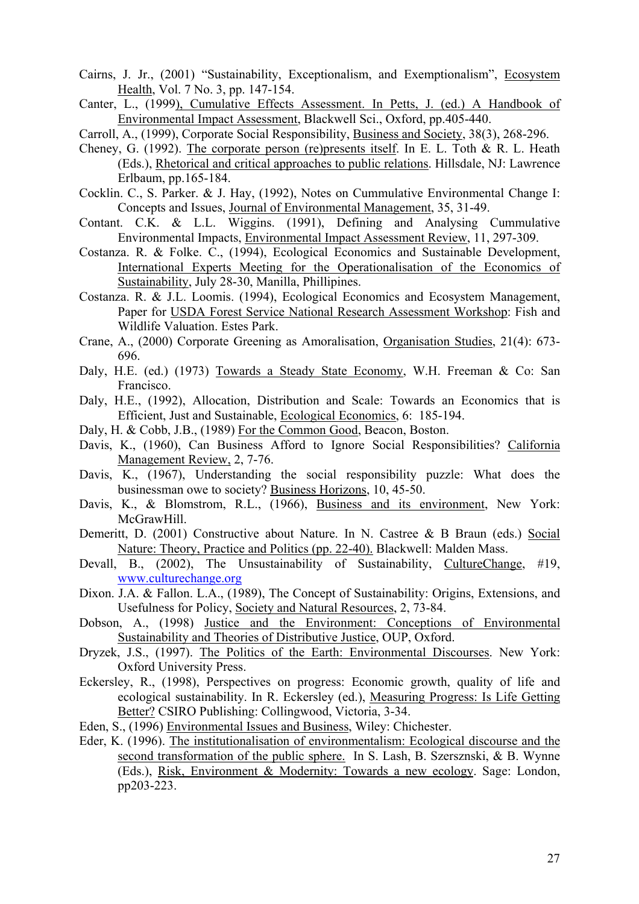Cairns, J. Jr., (2001) "Sustainability, Exceptionalism, and Exemptionalism", Ecosystem Health, Vol. 7 No. 3, pp. 147-154.

Canter, L., (1999), Cumulative Effects Assessment. In Petts, J. (ed.) A Handbook of Environmental Impact Assessment, Blackwell Sci., Oxford, pp.405-440.

Carroll, A., (1999), Corporate Social Responsibility, Business and Society, 38(3), 268-296.

Cheney, G. (1992). The corporate person (re)presents itself. In E. L. Toth & R. L. Heath (Eds.), Rhetorical and critical approaches to public relations. Hillsdale, NJ: Lawrence Erlbaum, pp.165-184.

Cocklin. C., S. Parker. & J. Hay, (1992), Notes on Cummulative Environmental Change I: Concepts and Issues, Journal of Environmental Management, 35, 31-49.

Contant. C.K. & L.L. Wiggins. (1991), Defining and Analysing Cummulative Environmental Impacts, Environmental Impact Assessment Review, 11, 297-309.

Costanza. R. & Folke. C., (1994), Ecological Economics and Sustainable Development, International Experts Meeting for the Operationalisation of the Economics of Sustainability, July 28-30, Manilla, Phillipines.

Costanza. R. & J.L. Loomis. (1994), Ecological Economics and Ecosystem Management, Paper for USDA Forest Service National Research Assessment Workshop: Fish and Wildlife Valuation. Estes Park.

Crane, A., (2000) Corporate Greening as Amoralisation, Organisation Studies, 21(4): 673-696.

Daly, H.E. (ed.) (1973) Towards a Steady State Economy, W.H. Freeman & Co: San Francisco.

Daly, H.E., (1992), Allocation, Distribution and Scale: Towards an Economics that is Efficient, Just and Sustainable, Ecological Economics, 6: 185-194.

Daly, H. & Cobb, J.B., (1989) For the Common Good, Beacon, Boston.

Davis, K., (1960), Can Business Afford to Ignore Social Responsibilities? California Management Review, 2, 7-76.

Davis, K., (1967), Understanding the social responsibility puzzle: What does the businessman owe to society? Business Horizons, 10, 45-50.

Davis, K., & Blomstrom, R.L., (1966), Business and its environment, New York: McGrawHill.

Demeritt, D. (2001) Constructive about Nature. In N. Castree & B Braun (eds.) Social Nature: Theory, Practice and Politics (pp. 22-40). Blackwell: Malden Mass.

Devall, B., (2002), The Unsustainability of Sustainability, CultureChange, #19, www.culturechange.org

Dixon. J.A. & Fallon. L.A., (1989), The Concept of Sustainability: Origins, Extensions, and Usefulness for Policy, Society and Natural Resources, 2, 73-84.

Dobson, A., (1998) Justice and the Environment: Conceptions of Environmental Sustainability and Theories of Distributive Justice, OUP, Oxford.

Dryzek, J.S., (1997). The Politics of the Earth: Environmental Discourses. New York: Oxford University Press.

Eckersley, R., (1998), Perspectives on progress: Economic growth, quality of life and ecological sustainability. In R. Eckersley (ed.), Measuring Progress: Is Life Getting Better? CSIRO Publishing: Collingwood, Victoria, 3-34.

Eden, S., (1996) Environmental Issues and Business, Wiley: Chichester.

Eder, K. (1996). The institutionalisation of environmentalism: Ecological discourse and the second transformation of the public sphere. In S. Lash, B. Szersznski, & B. Wynne (Eds.), Risk, Environment & Modernity: Towards a new ecology. Sage: London, pp203-223.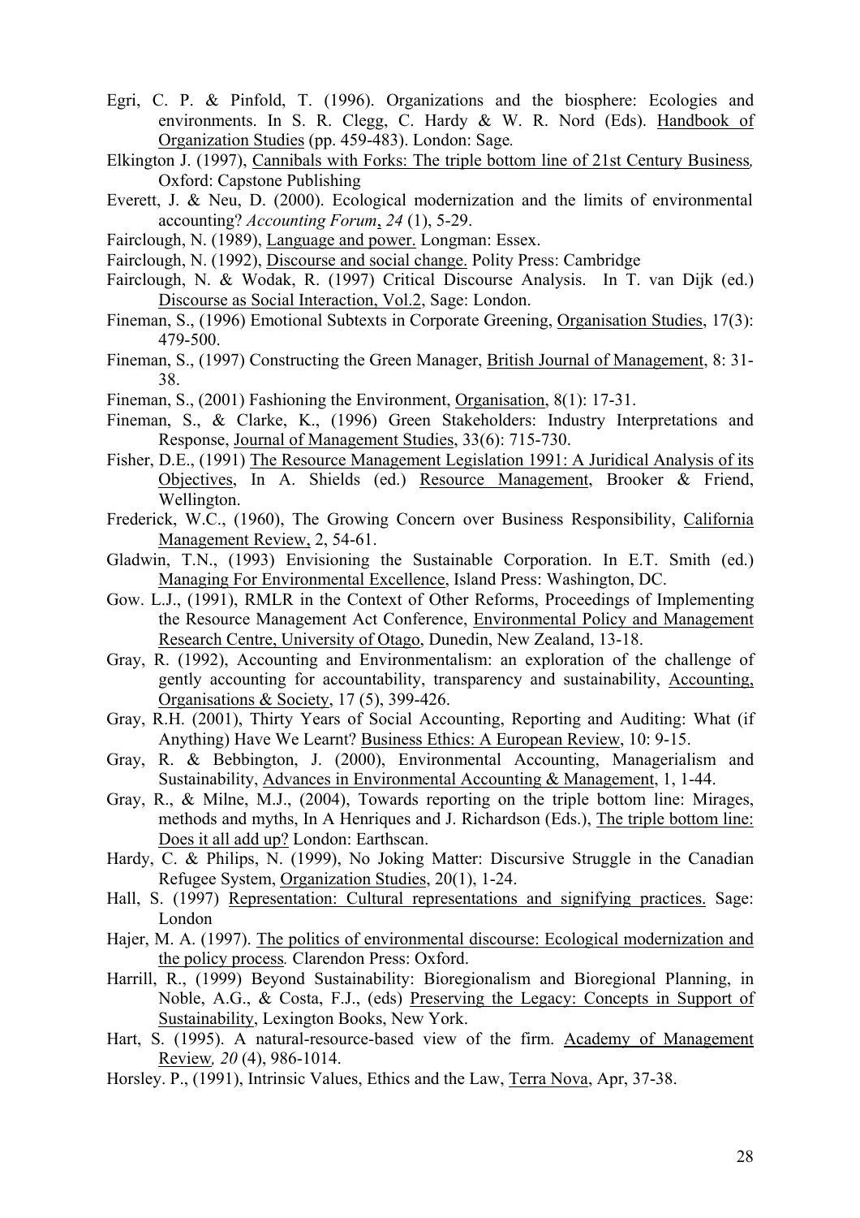Egri, C. P. & Pinfold, T. (1996). Organizations and the biosphere: Ecologies and environments. In S. R. Clegg, C. Hardy & W. R. Nord (Eds). Handbook of Organization Studies (pp. 459-483). London: Sage.

Elkington J. (1997), Cannibals with Forks: The triple bottom line of 21st Century Business, Oxford: Capstone Publishing

Everett, J. & Neu, D. (2000). Ecological modernization and the limits of environmental accounting? *Accounting Forum*, *24* (1), 5-29.

Fairclough, N. (1989), Language and power. Longman: Essex.

Fairclough, N. (1992), Discourse and social change. Polity Press: Cambridge

Fairclough, N. & Wodak, R. (1997) Critical Discourse Analysis. In T. van Dijk (ed.) Discourse as Social Interaction, Vol.2, Sage: London.

Fineman, S., (1996) Emotional Subtexts in Corporate Greening, Organisation Studies, 17(3): 479-500.

Fineman, S., (1997) Constructing the Green Manager, British Journal of Management, 8: 31-38.

Fineman, S., (2001) Fashioning the Environment, Organisation, 8(1): 17-31.

Fineman, S., & Clarke, K., (1996) Green Stakeholders: Industry Interpretations and Response, Journal of Management Studies, 33(6): 715-730.

Fisher, D.E., (1991) The Resource Management Legislation 1991: A Juridical Analysis of its Objectives, In A. Shields (ed.) Resource Management, Brooker & Friend, Wellington.

Frederick, W.C., (1960), The Growing Concern over Business Responsibility, California Management Review, 2, 54-61.

Gladwin, T.N., (1993) Envisioning the Sustainable Corporation. In E.T. Smith (ed.) Managing For Environmental Excellence, Island Press: Washington, DC.

Gow. L.J., (1991), RMLR in the Context of Other Reforms, Proceedings of Implementing the Resource Management Act Conference, Environmental Policy and Management Research Centre, University of Otago, Dunedin, New Zealand, 13-18.

Gray, R. (1992), Accounting and Environmentalism: an exploration of the challenge of gently accounting for accountability, transparency and sustainability, Accounting, Organisations & Society, 17 (5), 399-426.

Gray, R.H. (2001), Thirty Years of Social Accounting, Reporting and Auditing: What (if Anything) Have We Learnt? Business Ethics: A European Review, 10: 9-15.

Gray, R. & Bebbington, J. (2000), Environmental Accounting, Managerialism and Sustainability, Advances in Environmental Accounting & Management, 1, 1-44.

Gray, R., & Milne, M.J., (2004), Towards reporting on the triple bottom line: Mirages, methods and myths, In A Henriques and J. Richardson (Eds.), The triple bottom line: Does it all add up? London: Earthscan.

Hardy, C. & Philips, N. (1999), No Joking Matter: Discursive Struggle in the Canadian Refugee System, Organization Studies, 20(1), 1-24.

Hall, S. (1997) Representation: Cultural representations and signifying practices. Sage: London

Hajer, M. A. (1997). The politics of environmental discourse: Ecological modernization and the policy process. Clarendon Press: Oxford.

Harrill, R., (1999) Beyond Sustainability: Bioregionalism and Bioregional Planning, in Noble, A.G., & Costa, F.J., (eds) Preserving the Legacy: Concepts in Support of Sustainability, Lexington Books, New York.

Hart, S. (1995). A natural-resource-based view of the firm. Academy of Management Review, *20* (4), 986-1014.

Horsley. P., (1991), Intrinsic Values, Ethics and the Law, Terra Nova, Apr, 37-38.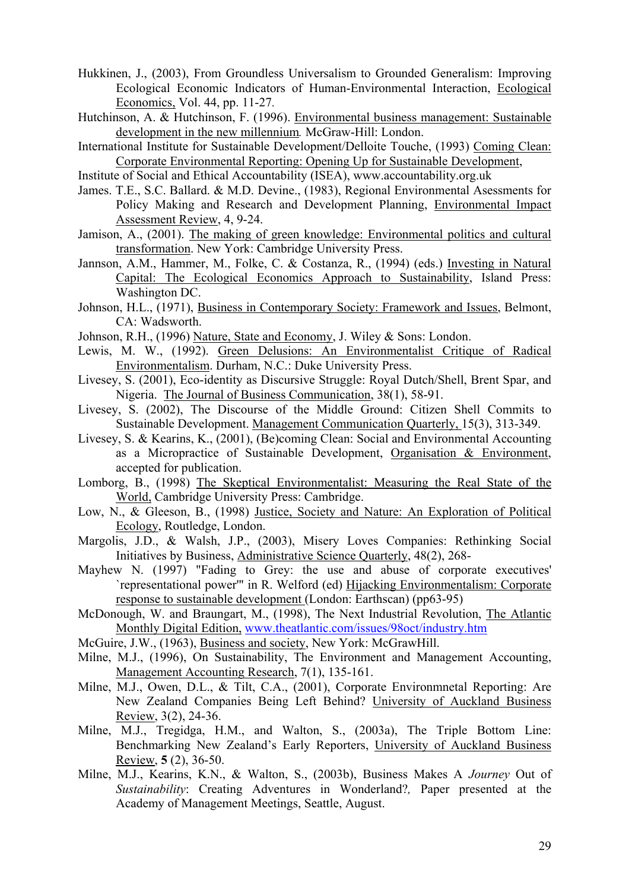Hukkinen, J., (2003), From Groundless Universalism to Grounded Generalism: Improving Ecological Economic Indicators of Human-Environmental Interaction, Ecological Economics, Vol. 44, pp. 11-27.

Hutchinson, A. & Hutchinson, F. (1996). Environmental business management: Sustainable development in the new millennium*.* McGraw-Hill: London.

International Institute for Sustainable Development/Delloite Touche, (1993) Coming Clean: Corporate Environmental Reporting: Opening Up for Sustainable Development,

Institute of Social and Ethical Accountability (ISEA), www.accountability.org.uk

James. T.E., S.C. Ballard. & M.D. Devine., (1983), Regional Environmental Asessments for Policy Making and Research and Development Planning, Environmental Impact Assessment Review, 4, 9-24.

Jamison, A., (2001). The making of green knowledge: Environmental politics and cultural transformation. New York: Cambridge University Press.

Jannson, A.M., Hammer, M., Folke, C. & Costanza, R., (1994) (eds.) Investing in Natural Capital: The Ecological Economics Approach to Sustainability, Island Press: Washington DC.

Johnson, H.L., (1971), Business in Contemporary Society: Framework and Issues, Belmont, CA: Wadsworth.

Johnson, R.H., (1996) Nature, State and Economy, J. Wiley & Sons: London.

Lewis, M. W., (1992). Green Delusions: An Environmentalist Critique of Radical Environmentalism. Durham, N.C.: Duke University Press.

Livesey, S. (2001), Eco-identity as Discursive Struggle: Royal Dutch/Shell, Brent Spar, and Nigeria. The Journal of Business Communication, 38(1), 58-91.

Livesey, S. (2002), The Discourse of the Middle Ground: Citizen Shell Commits to Sustainable Development. Management Communication Quarterly, 15(3), 313-349.

Livesey, S. & Kearins, K., (2001), (Be)coming Clean: Social and Environmental Accounting as a Micropractice of Sustainable Development, Organisation & Environment, accepted for publication.

Lomborg, B., (1998) The Skeptical Environmentalist: Measuring the Real State of the World, Cambridge University Press: Cambridge.

Low, N., & Gleeson, B., (1998) Justice, Society and Nature: An Exploration of Political Ecology, Routledge, London.

Margolis, J.D., & Walsh, J.P., (2003), Misery Loves Companies: Rethinking Social Initiatives by Business, Administrative Science Quarterly, 48(2), 268-

Mayhew N. (1997) "Fading to Grey: the use and abuse of corporate executives' `representational power'" in R. Welford (ed) Hijacking Environmentalism: Corporate response to sustainable development (London: Earthscan) (pp63-95)

McDonough, W. and Braungart, M., (1998), The Next Industrial Revolution, The Atlantic Monthly Digital Edition, www.theatlantic.com/issues/98oct/industry.htm

McGuire, J.W., (1963), Business and society, New York: McGrawHill.

Milne, M.J., (1996), On Sustainability, The Environment and Management Accounting, Management Accounting Research, 7(1), 135-161.

Milne, M.J., Owen, D.L., & Tilt, C.A., (2001), Corporate Environmnetal Reporting: Are New Zealand Companies Being Left Behind? University of Auckland Business Review, 3(2), 24-36.

Milne, M.J., Tregidga, H.M., and Walton, S., (2003a), The Triple Bottom Line: Benchmarking New Zealand's Early Reporters, University of Auckland Business Review, **5** (2), 36-50.

Milne, M.J., Kearins, K.N., & Walton, S., (2003b), Business Makes A *Journey* Out of *Sustainability*: Creating Adventures in Wonderland?*,* Paper presented at the Academy of Management Meetings, Seattle, August.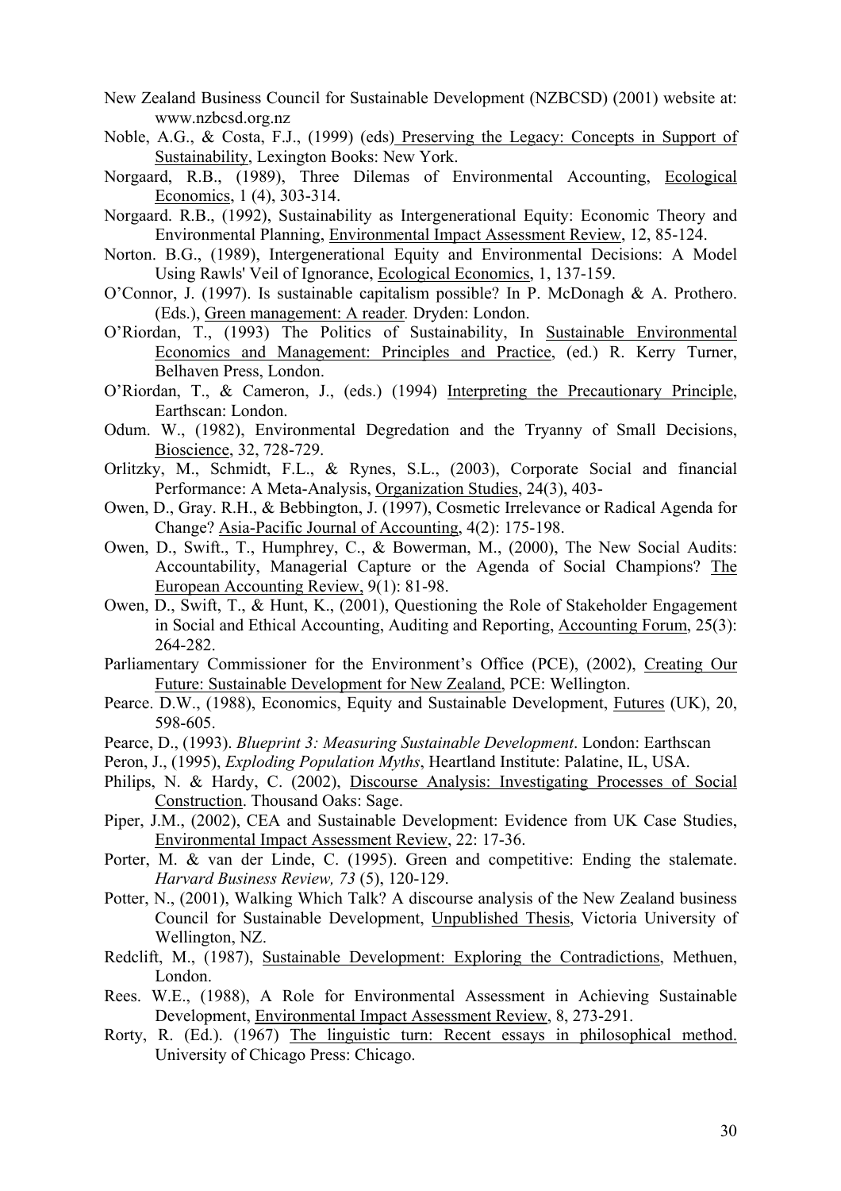New Zealand Business Council for Sustainable Development (NZBCSD) (2001) website at: www.nzbcsd.org.nz

Noble, A.G., & Costa, F.J., (1999) (eds) Preserving the Legacy: Concepts in Support of Sustainability, Lexington Books: New York.

Norgaard, R.B., (1989), Three Dilemas of Environmental Accounting, Ecological Economics, 1 (4), 303-314.

Norgaard. R.B., (1992), Sustainability as Intergenerational Equity: Economic Theory and Environmental Planning, Environmental Impact Assessment Review, 12, 85-124.

Norton. B.G., (1989), Intergenerational Equity and Environmental Decisions: A Model Using Rawls' Veil of Ignorance, Ecological Economics, 1, 137-159.

O'Connor, J. (1997). Is sustainable capitalism possible? In P. McDonagh & A. Prothero. (Eds.), Green management: A reader. Dryden: London.

O'Riordan, T., (1993) The Politics of Sustainability, In Sustainable Environmental Economics and Management: Principles and Practice, (ed.) R. Kerry Turner, Belhaven Press, London.

O'Riordan, T., & Cameron, J., (eds.) (1994) Interpreting the Precautionary Principle, Earthscan: London.

Odum. W., (1982), Environmental Degredation and the Tryanny of Small Decisions, Bioscience, 32, 728-729.

Orlitzky, M., Schmidt, F.L., & Rynes, S.L., (2003), Corporate Social and financial Performance: A Meta-Analysis, Organization Studies, 24(3), 403-

Owen, D., Gray. R.H., & Bebbington, J. (1997), Cosmetic Irrelevance or Radical Agenda for Change? Asia-Pacific Journal of Accounting, 4(2): 175-198.

Owen, D., Swift., T., Humphrey, C., & Bowerman, M., (2000), The New Social Audits: Accountability, Managerial Capture or the Agenda of Social Champions? The European Accounting Review, 9(1): 81-98.

Owen, D., Swift, T., & Hunt, K., (2001), Questioning the Role of Stakeholder Engagement in Social and Ethical Accounting, Auditing and Reporting, Accounting Forum, 25(3): 264-282.

Parliamentary Commissioner for the Environment's Office (PCE), (2002), Creating Our Future: Sustainable Development for New Zealand, PCE: Wellington.

Pearce. D.W., (1988), Economics, Equity and Sustainable Development, Futures (UK), 20, 598-605.

Pearce, D., (1993). *Blueprint 3: Measuring Sustainable Development*. London: Earthscan

Peron, J., (1995), *Exploding Population Myths*, Heartland Institute: Palatine, IL, USA.

Philips, N. & Hardy, C. (2002), Discourse Analysis: Investigating Processes of Social Construction. Thousand Oaks: Sage.

Piper, J.M., (2002), CEA and Sustainable Development: Evidence from UK Case Studies, Environmental Impact Assessment Review, 22: 17-36.

Porter, M. & van der Linde, C. (1995). Green and competitive: Ending the stalemate. *Harvard Business Review, 73* (5), 120-129.

Potter, N., (2001), Walking Which Talk? A discourse analysis of the New Zealand business Council for Sustainable Development, Unpublished Thesis, Victoria University of Wellington, NZ.

Redclift, M., (1987), Sustainable Development: Exploring the Contradictions, Methuen, London.

Rees. W.E., (1988), A Role for Environmental Assessment in Achieving Sustainable Development, Environmental Impact Assessment Review, 8, 273-291.

Rorty, R. (Ed.). (1967) The linguistic turn: Recent essays in philosophical method. University of Chicago Press: Chicago.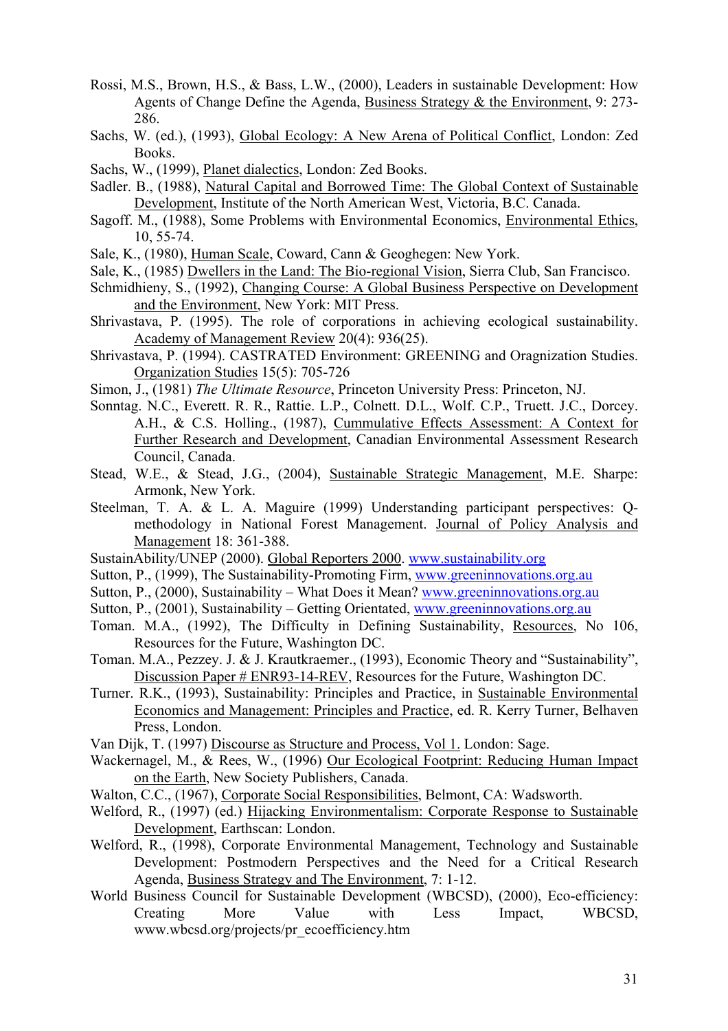Rossi, M.S., Brown, H.S., & Bass, L.W., (2000), Leaders in sustainable Development: How Agents of Change Define the Agenda, Business Strategy & the Environment, 9: 273-286.

Sachs, W. (ed.), (1993), Global Ecology: A New Arena of Political Conflict, London: Zed Books.

Sachs, W., (1999), Planet dialectics, London: Zed Books.

Sadler. B., (1988), Natural Capital and Borrowed Time: The Global Context of Sustainable Development, Institute of the North American West, Victoria, B.C. Canada.

Sagoff. M., (1988), Some Problems with Environmental Economics, Environmental Ethics, 10, 55-74.

Sale, K., (1980), Human Scale, Coward, Cann & Geoghegen: New York.

Sale, K., (1985) Dwellers in the Land: The Bio-regional Vision, Sierra Club, San Francisco.

Schmidhieny, S., (1992), Changing Course: A Global Business Perspective on Development and the Environment, New York: MIT Press.

Shrivastava, P. (1995). The role of corporations in achieving ecological sustainability. Academy of Management Review 20(4): 936(25).

Shrivastava, P. (1994). CASTRATED Environment: GREENING and Oragnization Studies. Organization Studies 15(5): 705-726

Simon, J., (1981) *The Ultimate Resource*, Princeton University Press: Princeton, NJ.

Sonntag. N.C., Everett. R. R., Rattie. L.P., Colnett. D.L., Wolf. C.P., Truett. J.C., Dorcey. A.H., & C.S. Holling., (1987), Cummulative Effects Assessment: A Context for Further Research and Development, Canadian Environmental Assessment Research Council, Canada.

Stead, W.E., & Stead, J.G., (2004), Sustainable Strategic Management, M.E. Sharpe: Armonk, New York.

Steelman, T. A. & L. A. Maguire (1999) Understanding participant perspectives: Q-methodology in National Forest Management. Journal of Policy Analysis and Management 18: 361-388.

SustainAbility/UNEP (2000). Global Reporters 2000. www.sustainability.org

Sutton, P., (1999), The Sustainability-Promoting Firm, www.greeninnovations.org.au

Sutton, P., (2000), Sustainability – What Does it Mean? www.greeninnovations.org.au

Sutton, P., (2001), Sustainability – Getting Orientated, www.greeninnovations.org.au

Toman. M.A., (1992), The Difficulty in Defining Sustainability, Resources, No 106, Resources for the Future, Washington DC.

Toman. M.A., Pezzey. J. & J. Krautkraemer., (1993), Economic Theory and "Sustainability", Discussion Paper # ENR93-14-REV, Resources for the Future, Washington DC.

Turner. R.K., (1993), Sustainability: Principles and Practice, in Sustainable Environmental Economics and Management: Principles and Practice, ed. R. Kerry Turner, Belhaven Press, London.

Van Dijk, T. (1997) Discourse as Structure and Process, Vol 1. London: Sage.

Wackernagel, M., & Rees, W., (1996) Our Ecological Footprint: Reducing Human Impact on the Earth, New Society Publishers, Canada.

Walton, C.C., (1967), Corporate Social Responsibilities, Belmont, CA: Wadsworth.

Welford, R., (1997) (ed.) Hijacking Environmentalism: Corporate Response to Sustainable Development, Earthscan: London.

Welford, R., (1998), Corporate Environmental Management, Technology and Sustainable Development: Postmodern Perspectives and the Need for a Critical Research Agenda, Business Strategy and The Environment, 7: 1-12.

World Business Council for Sustainable Development (WBCSD), (2000), Eco-efficiency: Creating More Value with Less Impact, WBCSD, www.wbcsd.org/projects/pr_ecoefficiency.htm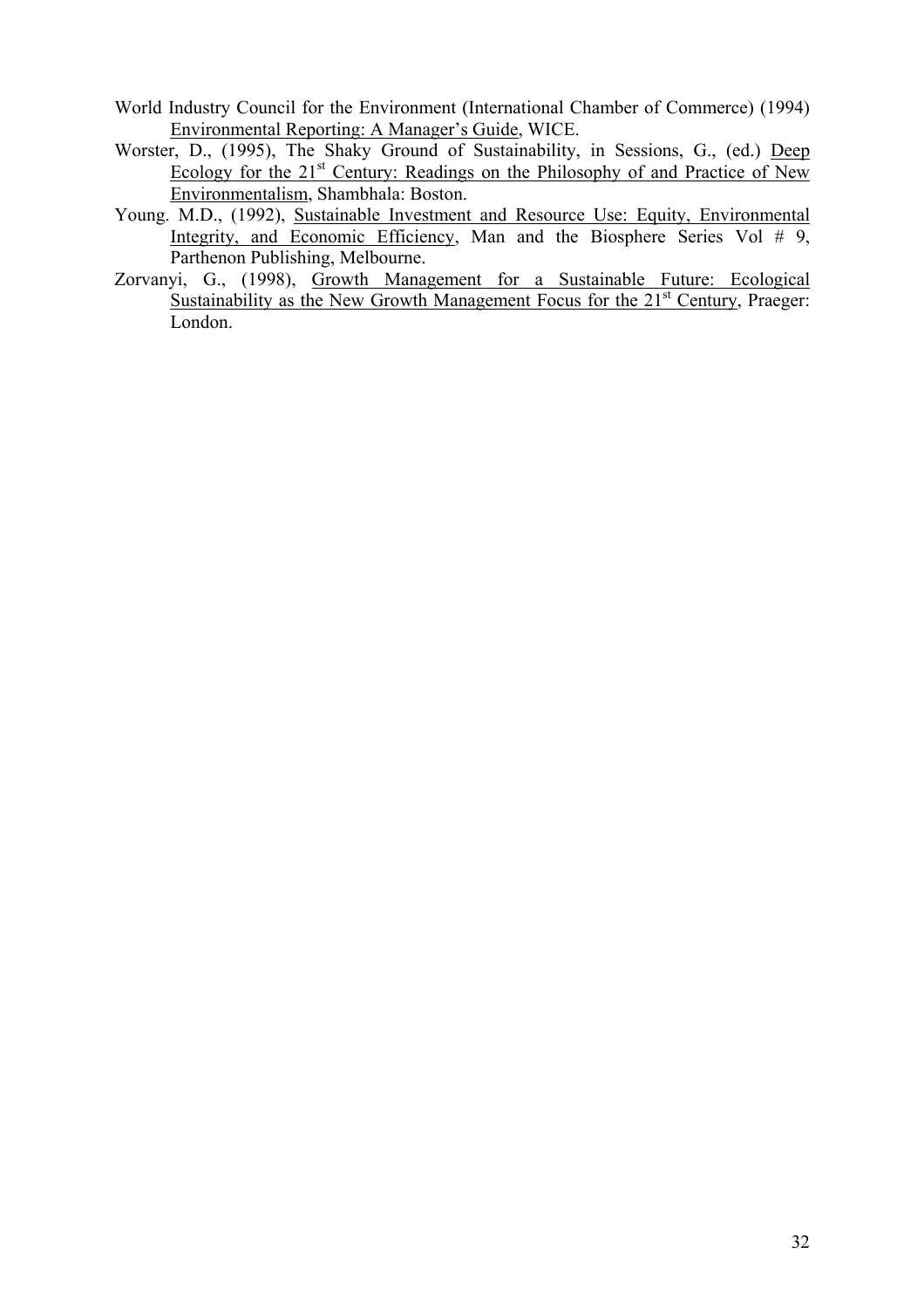World Industry Council for the Environment (International Chamber of Commerce) (1994) Environmental Reporting: A Manager's Guide, WICE.

Worster, D., (1995), The Shaky Ground of Sustainability, in Sessions, G., (ed.) Deep Ecology for the 21st Century: Readings on the Philosophy of and Practice of New Environmentalism, Shambhala: Boston.

Young. M.D., (1992), Sustainable Investment and Resource Use: Equity, Environmental Integrity, and Economic Efficiency, Man and the Biosphere Series Vol # 9, Parthenon Publishing, Melbourne.

Zorvanyi, G., (1998), Growth Management for a Sustainable Future: Ecological Sustainability as the New Growth Management Focus for the 21st Century, Praeger: London.